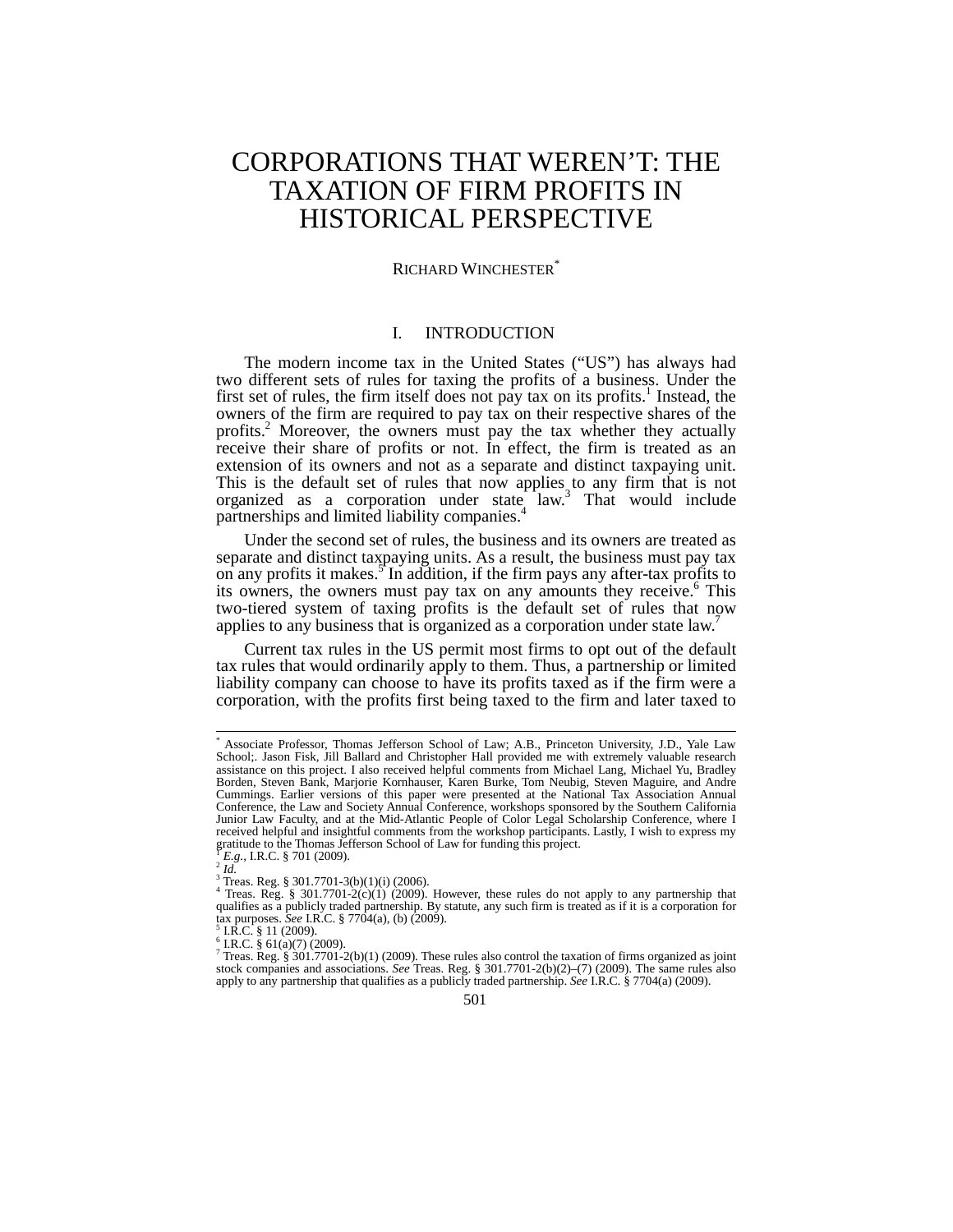# CORPORATIONS THAT WEREN'T: THE TAXATION OF FIRM PROFITS IN HISTORICAL PERSPECTIVE

RICHARD WINCHESTER[*]

## I. INTRODUCTION

The modern income tax in the United States ("US") has always had two different sets of rules for taxing the profits of a business. Under the first set of rules, the firm itself does not pay tax on its profits.[1] Instead, the owners of the firm are required to pay tax on their respective shares of the profits.[2] Moreover, the owners must pay the tax whether they actually receive their share of profits or not. In effect, the firm is treated as an extension of its owners and not as a separate and distinct taxpaying unit. This is the default set of rules that now applies to any firm that is not organized as a corporation under state law.[3] That would include partnerships and limited liability companies.[4]

Under the second set of rules, the business and its owners are treated as separate and distinct taxpaying units. As a result, the business must pay tax on any profits it makes.[5] In addition, if the firm pays any after-tax profits to its owners, the owners must pay tax on any amounts they receive.[6] This two-tiered system of taxing profits is the default set of rules that now applies to any business that is organized as a corporation under state law.[7]

Current tax rules in the US permit most firms to opt out of the default tax rules that would ordinarily apply to them. Thus, a partnership or limited liability company can choose to have its profits taxed as if the firm were a corporation, with the profits first being taxed to the firm and later taxed to

---

[*] Associate Professor, Thomas Jefferson School of Law; A.B., Princeton University, J.D., Yale Law School;. Jason Fisk, Jill Ballard and Christopher Hall provided me with extremely valuable research assistance on this project. I also received helpful comments from Michael Lang, Michael Yu, Bradley Borden, Steven Bank, Marjorie Kornhauser, Karen Burke, Tom Neubig, Steven Maguire, and Andre Cummings. Earlier versions of this paper were presented at the National Tax Association Annual Conference, the Law and Society Annual Conference, workshops sponsored by the Southern California Junior Law Faculty, and at the Mid-Atlantic People of Color Legal Scholarship Conference, where I received helpful and insightful comments from the workshop participants. Lastly, I wish to express my gratitude to the Thomas Jefferson School of Law for funding this project.

[1] *E.g.*, I.R.C. § 701 (2009).

[2] *Id.*

[3] Treas. Reg. § 301.7701-3(b)(1)(i) (2006).

[4] Treas. Reg. § 301.7701-2(c)(1) (2009). However, these rules do not apply to any partnership that qualifies as a publicly traded partnership. By statute, any such firm is treated as if it is a corporation for tax purposes. *See* I.R.C. § 7704(a), (b) (2009).

[5] I.R.C. § 11 (2009).

[6] I.R.C. § 61(a)(7) (2009).

[7] Treas. Reg. § 301.7701-2(b)(1) (2009). These rules also control the taxation of firms organized as joint stock companies and associations. *See* Treas. Reg. § 301.7701-2(b)(2)–(7) (2009). The same rules also apply to any partnership that qualifies as a publicly traded partnership. *See* I.R.C. § 7704(a) (2009).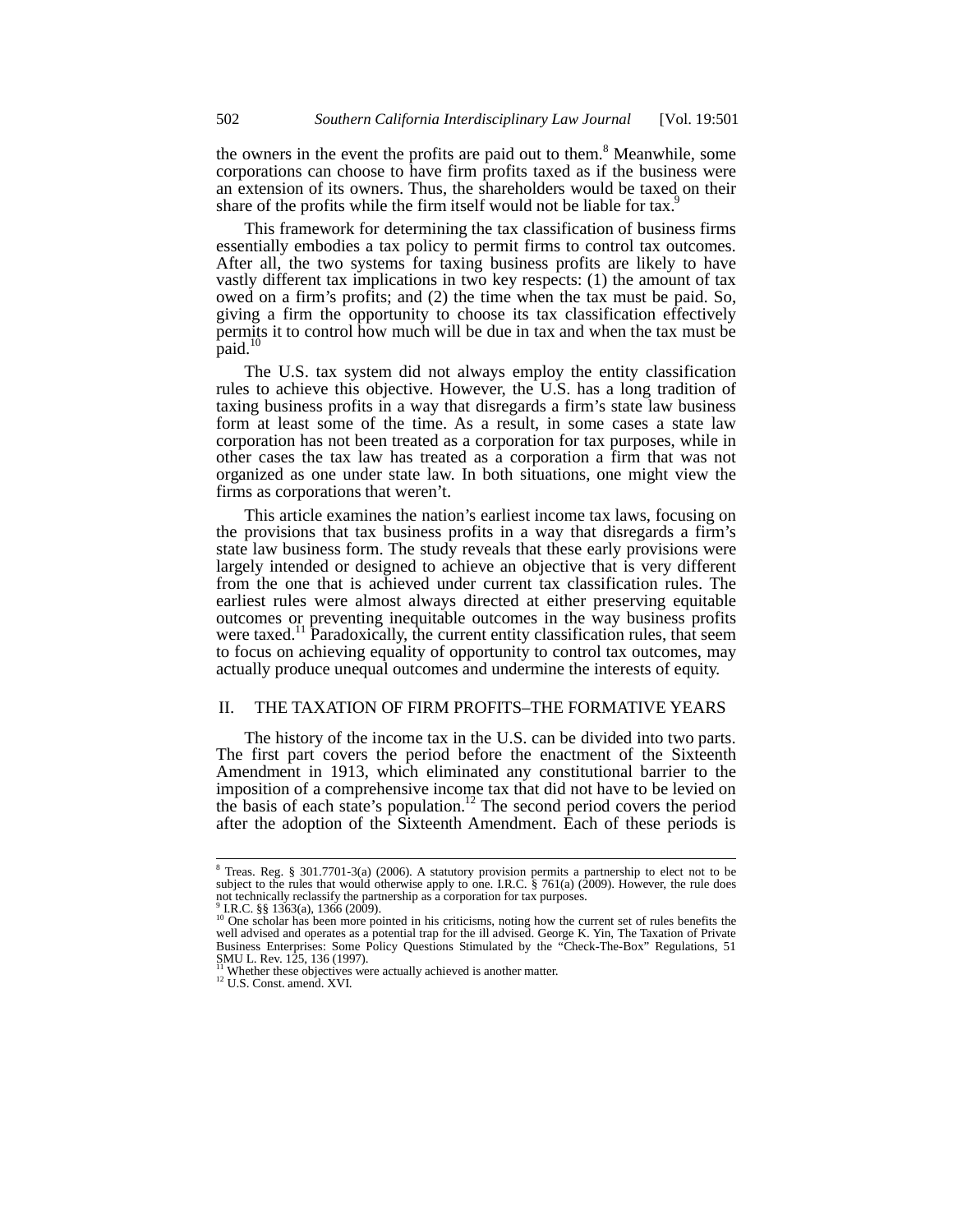the owners in the event the profits are paid out to them.[8] Meanwhile, some corporations can choose to have firm profits taxed as if the business were an extension of its owners. Thus, the shareholders would be taxed on their share of the profits while the firm itself would not be liable for tax.[9]

This framework for determining the tax classification of business firms essentially embodies a tax policy to permit firms to control tax outcomes. After all, the two systems for taxing business profits are likely to have vastly different tax implications in two key respects: (1) the amount of tax owed on a firm's profits; and (2) the time when the tax must be paid. So, giving a firm the opportunity to choose its tax classification effectively permits it to control how much will be due in tax and when the tax must be paid.[10]

The U.S. tax system did not always employ the entity classification rules to achieve this objective. However, the U.S. has a long tradition of taxing business profits in a way that disregards a firm's state law business form at least some of the time. As a result, in some cases a state law corporation has not been treated as a corporation for tax purposes, while in other cases the tax law has treated as a corporation a firm that was not organized as one under state law. In both situations, one might view the firms as corporations that weren't.

This article examines the nation's earliest income tax laws, focusing on the provisions that tax business profits in a way that disregards a firm's state law business form. The study reveals that these early provisions were largely intended or designed to achieve an objective that is very different from the one that is achieved under current tax classification rules. The earliest rules were almost always directed at either preserving equitable outcomes or preventing inequitable outcomes in the way business profits were taxed.[11] Paradoxically, the current entity classification rules, that seem to focus on achieving equality of opportunity to control tax outcomes, may actually produce unequal outcomes and undermine the interests of equity.

## II. THE TAXATION OF FIRM PROFITS–THE FORMATIVE YEARS

The history of the income tax in the U.S. can be divided into two parts. The first part covers the period before the enactment of the Sixteenth Amendment in 1913, which eliminated any constitutional barrier to the imposition of a comprehensive income tax that did not have to be levied on the basis of each state's population.[12] The second period covers the period after the adoption of the Sixteenth Amendment. Each of these periods is

---

[8] Treas. Reg. § 301.7701-3(a) (2006). A statutory provision permits a partnership to elect not to be subject to the rules that would otherwise apply to one. I.R.C. § 761(a) (2009). However, the rule does not technically reclassify the partnership as a corporation for tax purposes.

[9] I.R.C. §§ 1363(a), 1366 (2009).

[10] One scholar has been more pointed in his criticisms, noting how the current set of rules benefits the well advised and operates as a potential trap for the ill advised. George K. Yin, The Taxation of Private Business Enterprises: Some Policy Questions Stimulated by the "Check-The-Box" Regulations, 51 SMU L. Rev. 125, 136 (1997).

[11] Whether these objectives were actually achieved is another matter.

[12] U.S. Const. amend. XVI.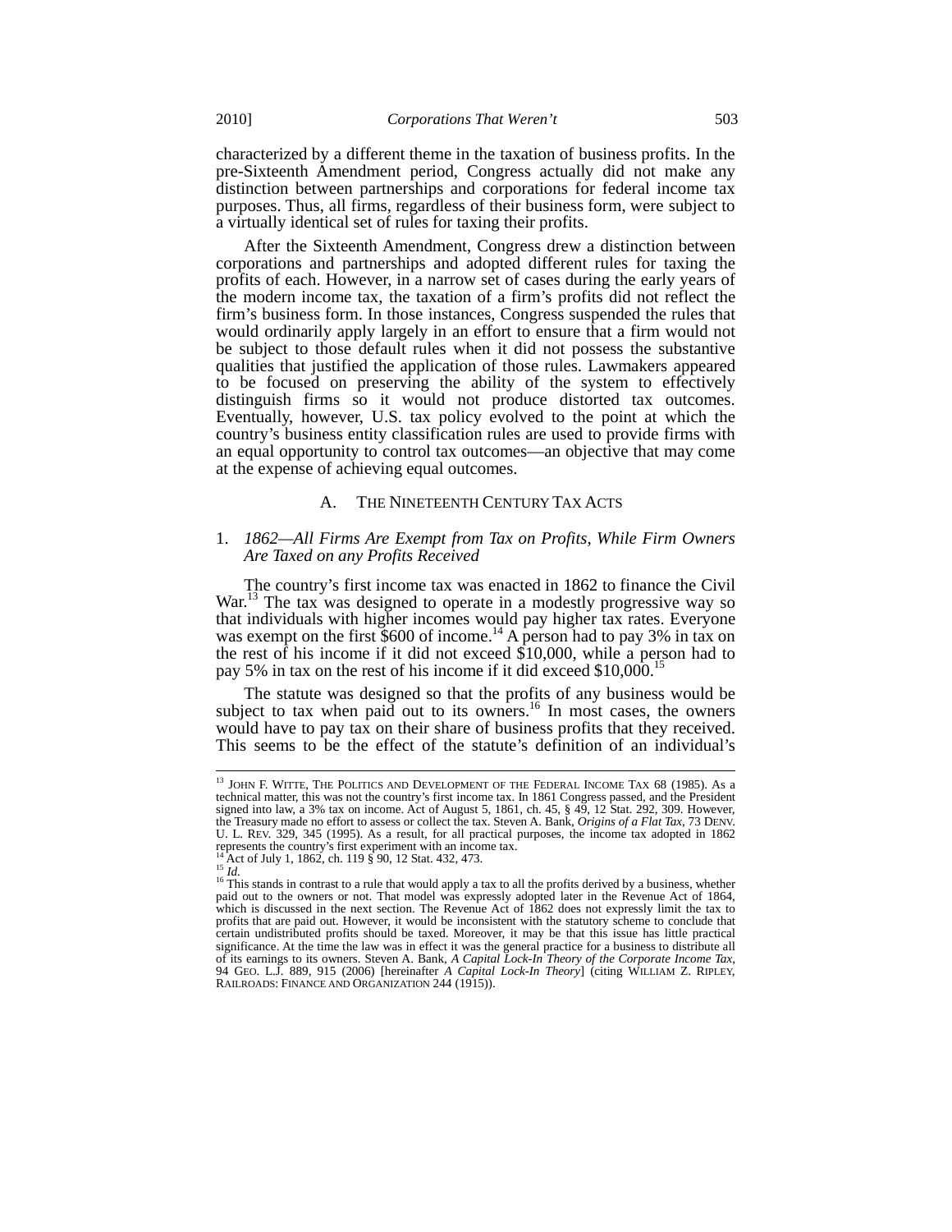characterized by a different theme in the taxation of business profits. In the pre-Sixteenth Amendment period, Congress actually did not make any distinction between partnerships and corporations for federal income tax purposes. Thus, all firms, regardless of their business form, were subject to a virtually identical set of rules for taxing their profits.

After the Sixteenth Amendment, Congress drew a distinction between corporations and partnerships and adopted different rules for taxing the profits of each. However, in a narrow set of cases during the early years of the modern income tax, the taxation of a firm's profits did not reflect the firm's business form. In those instances, Congress suspended the rules that would ordinarily apply largely in an effort to ensure that a firm would not be subject to those default rules when it did not possess the substantive qualities that justified the application of those rules. Lawmakers appeared to be focused on preserving the ability of the system to effectively distinguish firms so it would not produce distorted tax outcomes. Eventually, however, U.S. tax policy evolved to the point at which the country's business entity classification rules are used to provide firms with an equal opportunity to control tax outcomes—an objective that may come at the expense of achieving equal outcomes.

## A. The Nineteenth Century Tax Acts

### 1. *1862—All Firms Are Exempt from Tax on Profits, While Firm Owners Are Taxed on any Profits Received*

The country's first income tax was enacted in 1862 to finance the Civil War.[13] The tax was designed to operate in a modestly progressive way so that individuals with higher incomes would pay higher tax rates. Everyone was exempt on the first $600 of income.[14] A person had to pay 3% in tax on the rest of his income if it did not exceed $10,000, while a person had to pay 5% in tax on the rest of his income if it did exceed $10,000.[15]

The statute was designed so that the profits of any business would be subject to tax when paid out to its owners.[16] In most cases, the owners would have to pay tax on their share of business profits that they received. This seems to be the effect of the statute's definition of an individual's

---

[13] John F. Witte, The Politics and Development of the Federal Income Tax 68 (1985). As a technical matter, this was not the country's first income tax. In 1861 Congress passed, and the President signed into law, a 3% tax on income. Act of August 5, 1861, ch. 45, § 49, 12 Stat. 292, 309. However, the Treasury made no effort to assess or collect the tax. Steven A. Bank, *Origins of a Flat Tax*, 73 Denv. U. L. Rev. 329, 345 (1995). As a result, for all practical purposes, the income tax adopted in 1862 represents the country's first experiment with an income tax.

[14] Act of July 1, 1862, ch. 119 § 90, 12 Stat. 432, 473.

[15] *Id.*

[16] This stands in contrast to a rule that would apply a tax to all the profits derived by a business, whether paid out to the owners or not. That model was expressly adopted later in the Revenue Act of 1864, which is discussed in the next section. The Revenue Act of 1862 does not expressly limit the tax to profits that are paid out. However, it would be inconsistent with the statutory scheme to conclude that certain undistributed profits should be taxed. Moreover, it may be that this issue has little practical significance. At the time the law was in effect it was the general practice for a business to distribute all of its earnings to its owners. Steven A. Bank, *A Capital Lock-In Theory of the Corporate Income Tax*, 94 Geo. L.J. 889, 915 (2006) [hereinafter *A Capital Lock-In Theory*] (citing William Z. Ripley, Railroads: Finance and Organization 244 (1915)).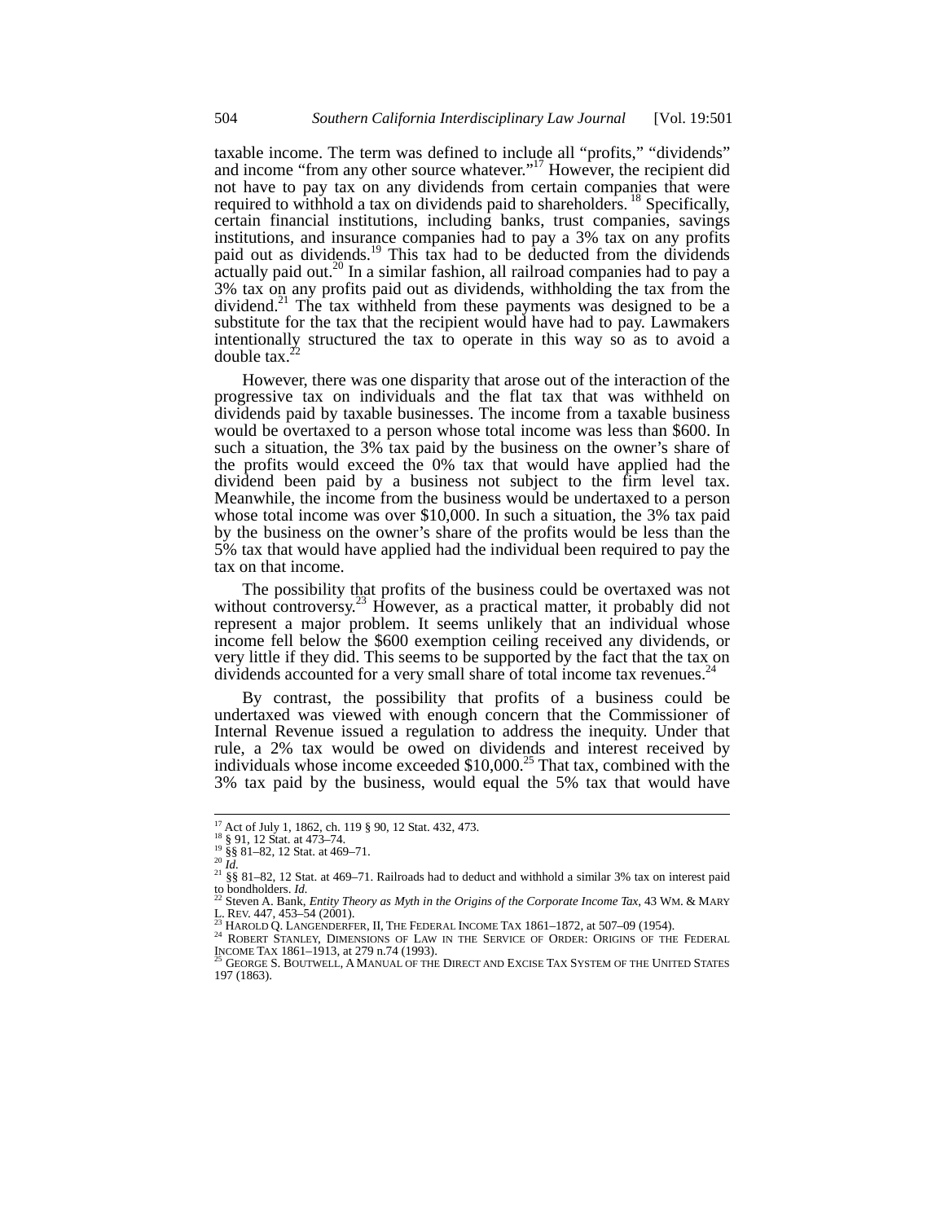taxable income. The term was defined to include all "profits," "dividends" and income "from any other source whatever."[17] However, the recipient did not have to pay tax on any dividends from certain companies that were required to withhold a tax on dividends paid to shareholders.[18] Specifically, certain financial institutions, including banks, trust companies, savings institutions, and insurance companies had to pay a 3% tax on any profits paid out as dividends.[19] This tax had to be deducted from the dividends actually paid out.[20] In a similar fashion, all railroad companies had to pay a 3% tax on any profits paid out as dividends, withholding the tax from the dividend.[21] The tax withheld from these payments was designed to be a substitute for the tax that the recipient would have had to pay. Lawmakers intentionally structured the tax to operate in this way so as to avoid a double tax.[22]

However, there was one disparity that arose out of the interaction of the progressive tax on individuals and the flat tax that was withheld on dividends paid by taxable businesses. The income from a taxable business would be overtaxed to a person whose total income was less than $600. In such a situation, the 3% tax paid by the business on the owner's share of the profits would exceed the 0% tax that would have applied had the dividend been paid by a business not subject to the firm level tax. Meanwhile, the income from the business would be undertaxed to a person whose total income was over $10,000. In such a situation, the 3% tax paid by the business on the owner's share of the profits would be less than the 5% tax that would have applied had the individual been required to pay the tax on that income.

The possibility that profits of the business could be overtaxed was not without controversy.[23] However, as a practical matter, it probably did not represent a major problem. It seems unlikely that an individual whose income fell below the $600 exemption ceiling received any dividends, or very little if they did. This seems to be supported by the fact that the tax on dividends accounted for a very small share of total income tax revenues.[24]

By contrast, the possibility that profits of a business could be undertaxed was viewed with enough concern that the Commissioner of Internal Revenue issued a regulation to address the inequity. Under that rule, a 2% tax would be owed on dividends and interest received by individuals whose income exceeded $10,000.[25] That tax, combined with the 3% tax paid by the business, would equal the 5% tax that would have

---

[17] Act of July 1, 1862, ch. 119 § 90, 12 Stat. 432, 473.

[18] § 91, 12 Stat. at 473–74.

[19] §§ 81–82, 12 Stat. at 469–71.

[20] *Id.*

[21] §§ 81–82, 12 Stat. at 469–71. Railroads had to deduct and withhold a similar 3% tax on interest paid to bondholders. *Id.*

[22] Steven A. Bank, *Entity Theory as Myth in the Origins of the Corporate Income Tax*, 43 WM. & MARY L. REV. 447, 453–54 (2001).

[23] HAROLD Q. LANGENDERFER, II, THE FEDERAL INCOME TAX 1861–1872, at 507–09 (1954).

[24] ROBERT STANLEY, DIMENSIONS OF LAW IN THE SERVICE OF ORDER: ORIGINS OF THE FEDERAL INCOME TAX 1861–1913, at 279 n.74 (1993).

[25] GEORGE S. BOUTWELL, A MANUAL OF THE DIRECT AND EXCISE TAX SYSTEM OF THE UNITED STATES 197 (1863).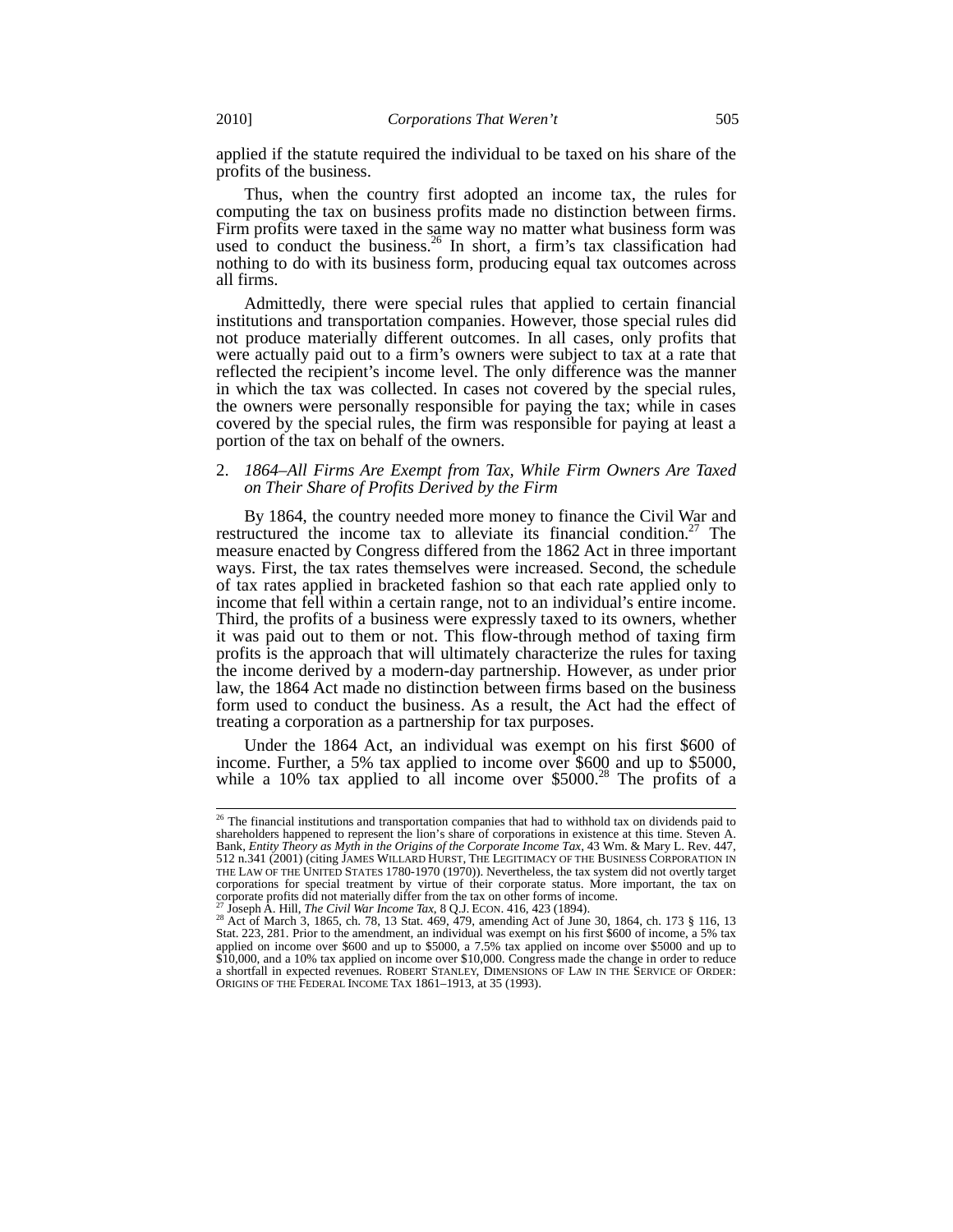applied if the statute required the individual to be taxed on his share of the profits of the business.

Thus, when the country first adopted an income tax, the rules for computing the tax on business profits made no distinction between firms. Firm profits were taxed in the same way no matter what business form was used to conduct the business.[26] In short, a firm's tax classification had nothing to do with its business form, producing equal tax outcomes across all firms.

Admittedly, there were special rules that applied to certain financial institutions and transportation companies. However, those special rules did not produce materially different outcomes. In all cases, only profits that were actually paid out to a firm's owners were subject to tax at a rate that reflected the recipient's income level. The only difference was the manner in which the tax was collected. In cases not covered by the special rules, the owners were personally responsible for paying the tax; while in cases covered by the special rules, the firm was responsible for paying at least a portion of the tax on behalf of the owners.

### 2. *1864–All Firms Are Exempt from Tax, While Firm Owners Are Taxed on Their Share of Profits Derived by the Firm*

By 1864, the country needed more money to finance the Civil War and restructured the income tax to alleviate its financial condition.[27] The measure enacted by Congress differed from the 1862 Act in three important ways. First, the tax rates themselves were increased. Second, the schedule of tax rates applied in bracketed fashion so that each rate applied only to income that fell within a certain range, not to an individual's entire income. Third, the profits of a business were expressly taxed to its owners, whether it was paid out to them or not. This flow-through method of taxing firm profits is the approach that will ultimately characterize the rules for taxing the income derived by a modern-day partnership. However, as under prior law, the 1864 Act made no distinction between firms based on the business form used to conduct the business. As a result, the Act had the effect of treating a corporation as a partnership for tax purposes.

Under the 1864 Act, an individual was exempt on his first \$600 of income. Further, a 5% tax applied to income over \$600 and up to \$5000, while a 10% tax applied to all income over \$5000.[28] The profits of a

---

[26] The financial institutions and transportation companies that had to withhold tax on dividends paid to shareholders happened to represent the lion's share of corporations in existence at this time. Steven A. Bank, *Entity Theory as Myth in the Origins of the Corporate Income Tax*, 43 Wm. & Mary L. Rev. 447, 512 n.341 (2001) (citing JAMES WILLARD HURST, THE LEGITIMACY OF THE BUSINESS CORPORATION IN THE LAW OF THE UNITED STATES 1780-1970 (1970)). Nevertheless, the tax system did not overtly target corporations for special treatment by virtue of their corporate status. More important, the tax on corporate profits did not materially differ from the tax on other forms of income.

[27] Joseph A. Hill, *The Civil War Income Tax*, 8 Q.J. ECON. 416, 423 (1894).

[28] Act of March 3, 1865, ch. 78, 13 Stat. 469, 479, amending Act of June 30, 1864, ch. 173 § 116, 13 Stat. 223, 281. Prior to the amendment, an individual was exempt on his first \$600 of income, a 5% tax applied on income over \$600 and up to \$5000, a 7.5% tax applied on income over \$5000 and up to \$10,000, and a 10% tax applied on income over \$10,000. Congress made the change in order to reduce a shortfall in expected revenues. ROBERT STANLEY, DIMENSIONS OF LAW IN THE SERVICE OF ORDER: ORIGINS OF THE FEDERAL INCOME TAX 1861–1913, at 35 (1993).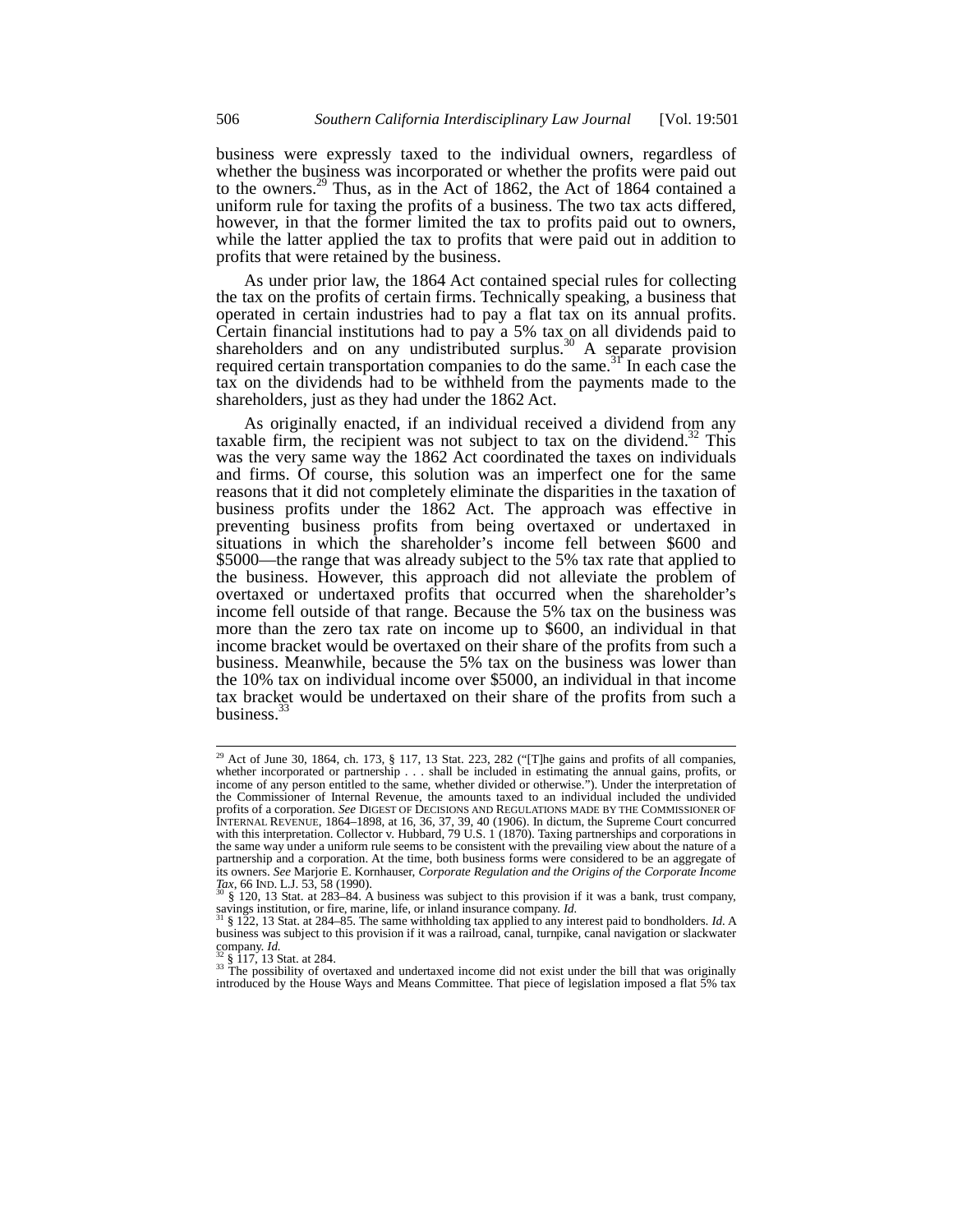business were expressly taxed to the individual owners, regardless of whether the business was incorporated or whether the profits were paid out to the owners.[29] Thus, as in the Act of 1862, the Act of 1864 contained a uniform rule for taxing the profits of a business. The two tax acts differed, however, in that the former limited the tax to profits paid out to owners, while the latter applied the tax to profits that were paid out in addition to profits that were retained by the business.

As under prior law, the 1864 Act contained special rules for collecting the tax on the profits of certain firms. Technically speaking, a business that operated in certain industries had to pay a flat tax on its annual profits. Certain financial institutions had to pay a 5% tax on all dividends paid to shareholders and on any undistributed surplus.[30] A separate provision required certain transportation companies to do the same.[31] In each case the tax on the dividends had to be withheld from the payments made to the shareholders, just as they had under the 1862 Act.

As originally enacted, if an individual received a dividend from any taxable firm, the recipient was not subject to tax on the dividend.[32] This was the very same way the 1862 Act coordinated the taxes on individuals and firms. Of course, this solution was an imperfect one for the same reasons that it did not completely eliminate the disparities in the taxation of business profits under the 1862 Act. The approach was effective in preventing business profits from being overtaxed or undertaxed in situations in which the shareholder's income fell between $600 and $5000—the range that was already subject to the 5% tax rate that applied to the business. However, this approach did not alleviate the problem of overtaxed or undertaxed profits that occurred when the shareholder's income fell outside of that range. Because the 5% tax on the business was more than the zero tax rate on income up to $600, an individual in that income bracket would be overtaxed on their share of the profits from such a business. Meanwhile, because the 5% tax on the business was lower than the 10% tax on individual income over $5000, an individual in that income tax bracket would be undertaxed on their share of the profits from such a business.[33]

---

[29] Act of June 30, 1864, ch. 173, § 117, 13 Stat. 223, 282 ("[T]he gains and profits of all companies, whether incorporated or partnership . . . shall be included in estimating the annual gains, profits, or income of any person entitled to the same, whether divided or otherwise."). Under the interpretation of the Commissioner of Internal Revenue, the amounts taxed to an individual included the undivided profits of a corporation. *See* DIGEST OF DECISIONS AND REGULATIONS MADE BY THE COMMISSIONER OF INTERNAL REVENUE, 1864–1898, at 16, 36, 37, 39, 40 (1906). In dictum, the Supreme Court concurred with this interpretation. Collector v. Hubbard, 79 U.S. 1 (1870). Taxing partnerships and corporations in the same way under a uniform rule seems to be consistent with the prevailing view about the nature of a partnership and a corporation. At the time, both business forms were considered to be an aggregate of its owners. *See* Marjorie E. Kornhauser, *Corporate Regulation and the Origins of the Corporate Income Tax*, 66 IND. L.J. 53, 58 (1990).

[30] § 120, 13 Stat. at 283–84. A business was subject to this provision if it was a bank, trust company, savings institution, or fire, marine, life, or inland insurance company. *Id.*

[31] § 122, 13 Stat. at 284–85. The same withholding tax applied to any interest paid to bondholders. *Id.* A business was subject to this provision if it was a railroad, canal, turnpike, canal navigation or slackwater company. *Id.*

[32] § 117, 13 Stat. at 284.

[33] The possibility of overtaxed and undertaxed income did not exist under the bill that was originally introduced by the House Ways and Means Committee. That piece of legislation imposed a flat 5% tax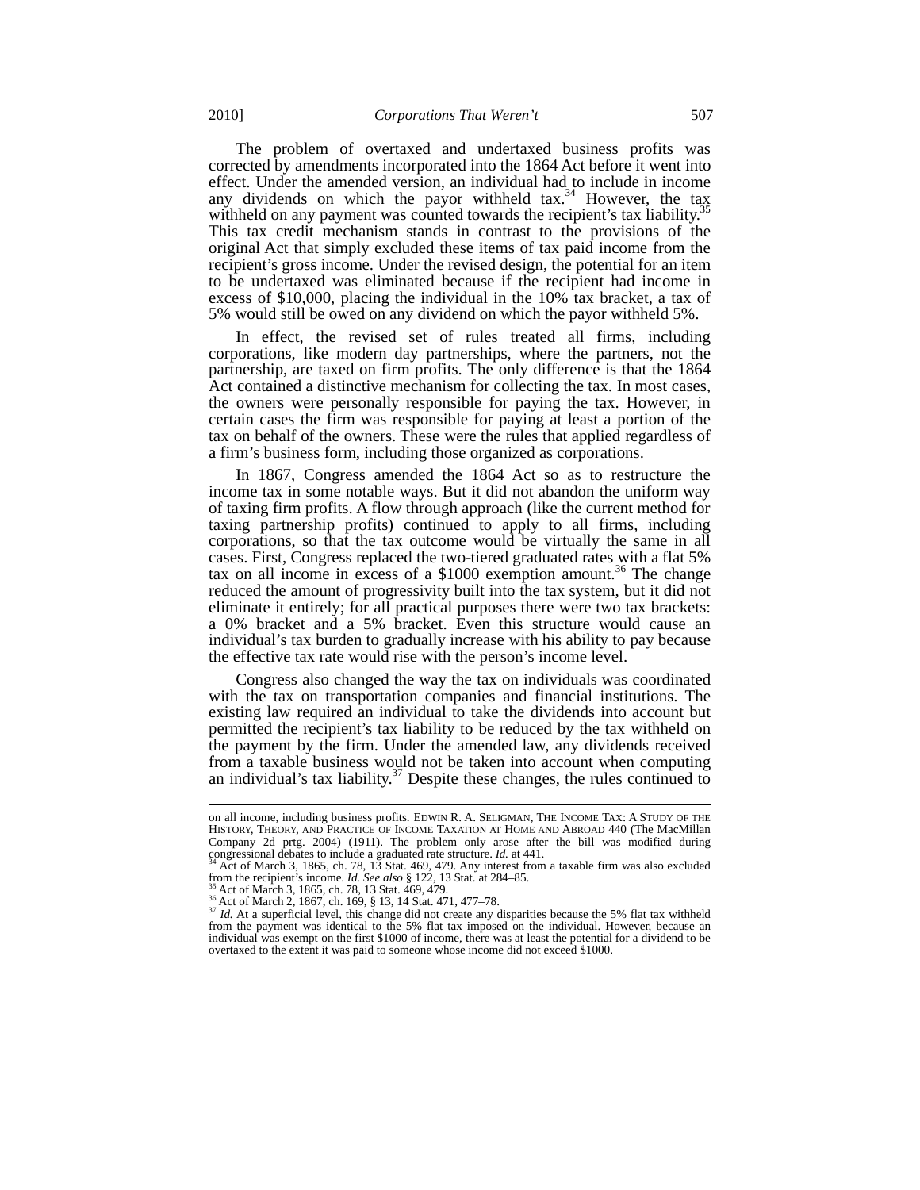The problem of overtaxed and undertaxed business profits was corrected by amendments incorporated into the 1864 Act before it went into effect. Under the amended version, an individual had to include in income any dividends on which the payor withheld tax.[34] However, the tax withheld on any payment was counted towards the recipient's tax liability.[35] This tax credit mechanism stands in contrast to the provisions of the original Act that simply excluded these items of tax paid income from the recipient's gross income. Under the revised design, the potential for an item to be undertaxed was eliminated because if the recipient had income in excess of $10,000, placing the individual in the 10% tax bracket, a tax of 5% would still be owed on any dividend on which the payor withheld 5%.

In effect, the revised set of rules treated all firms, including corporations, like modern day partnerships, where the partners, not the partnership, are taxed on firm profits. The only difference is that the 1864 Act contained a distinctive mechanism for collecting the tax. In most cases, the owners were personally responsible for paying the tax. However, in certain cases the firm was responsible for paying at least a portion of the tax on behalf of the owners. These were the rules that applied regardless of a firm's business form, including those organized as corporations.

In 1867, Congress amended the 1864 Act so as to restructure the income tax in some notable ways. But it did not abandon the uniform way of taxing firm profits. A flow through approach (like the current method for taxing partnership profits) continued to apply to all firms, including corporations, so that the tax outcome would be virtually the same in all cases. First, Congress replaced the two-tiered graduated rates with a flat 5% tax on all income in excess of a $1000 exemption amount.[36] The change reduced the amount of progressivity built into the tax system, but it did not eliminate it entirely; for all practical purposes there were two tax brackets: a 0% bracket and a 5% bracket. Even this structure would cause an individual's tax burden to gradually increase with his ability to pay because the effective tax rate would rise with the person's income level.

Congress also changed the way the tax on individuals was coordinated with the tax on transportation companies and financial institutions. The existing law required an individual to take the dividends into account but permitted the recipient's tax liability to be reduced by the tax withheld on the payment by the firm. Under the amended law, any dividends received from a taxable business would not be taken into account when computing an individual's tax liability.[37] Despite these changes, the rules continued to

---

on all income, including business profits. EDWIN R. A. SELIGMAN, THE INCOME TAX: A STUDY OF THE HISTORY, THEORY, AND PRACTICE OF INCOME TAXATION AT HOME AND ABROAD 440 (The MacMillan Company 2d prtg. 2004) (1911). The problem only arose after the bill was modified during congressional debates to include a graduated rate structure. *Id.* at 441.

[34] Act of March 3, 1865, ch. 78, 13 Stat. 469, 479. Any interest from a taxable firm was also excluded from the recipient's income. *Id. See also* § 122, 13 Stat. at 284–85.

[35] Act of March 3, 1865, ch. 78, 13 Stat. 469, 479.

[36] Act of March 2, 1867, ch. 169, § 13, 14 Stat. 471, 477–78.

[37] *Id.* At a superficial level, this change did not create any disparities because the 5% flat tax withheld from the payment was identical to the 5% flat tax imposed on the individual. However, because an individual was exempt on the first $1000 of income, there was at least the potential for a dividend to be overtaxed to the extent it was paid to someone whose income did not exceed $1000.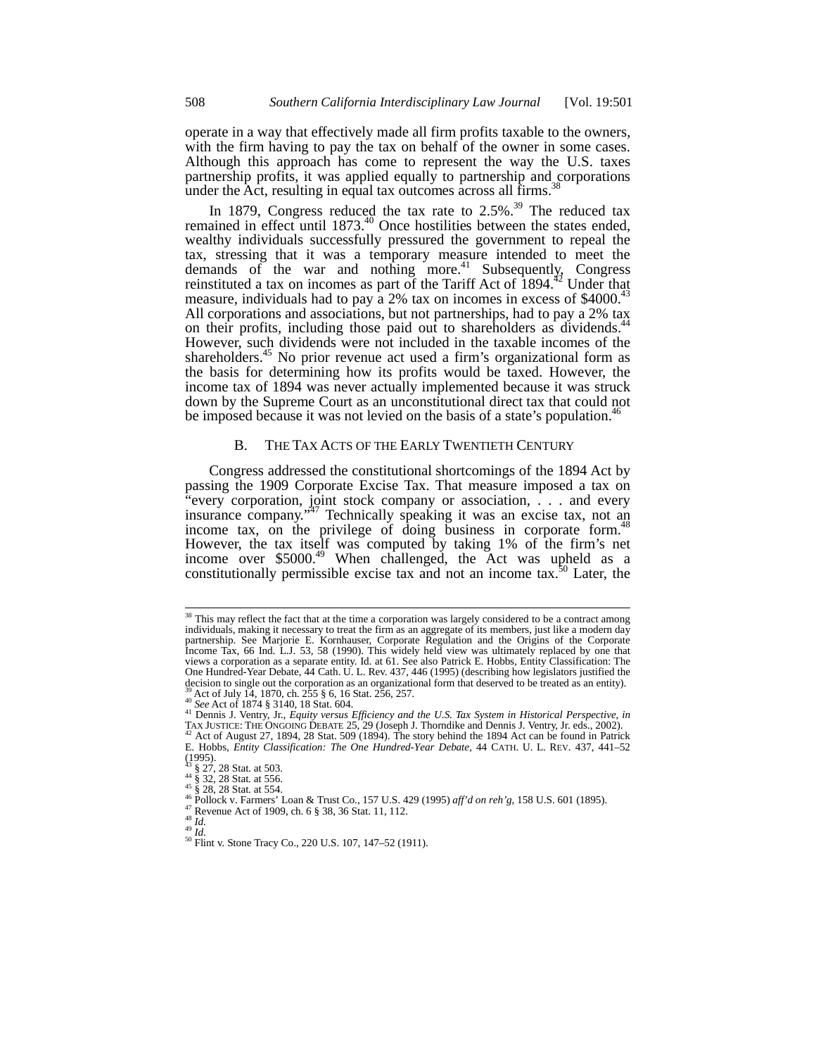operate in a way that effectively made all firm profits taxable to the owners, with the firm having to pay the tax on behalf of the owner in some cases. Although this approach has come to represent the way the U.S. taxes partnership profits, it was applied equally to partnership and corporations under the Act, resulting in equal tax outcomes across all firms.[38]

In 1879, Congress reduced the tax rate to 2.5%.[39] The reduced tax remained in effect until 1873.[40] Once hostilities between the states ended, wealthy individuals successfully pressured the government to repeal the tax, stressing that it was a temporary measure intended to meet the demands of the war and nothing more.[41] Subsequently, Congress reinstituted a tax on incomes as part of the Tariff Act of 1894.[42] Under that measure, individuals had to pay a 2% tax on incomes in excess of $4000.[43] All corporations and associations, but not partnerships, had to pay a 2% tax on their profits, including those paid out to shareholders as dividends.[44] However, such dividends were not included in the taxable incomes of the shareholders.[45] No prior revenue act used a firm's organizational form as the basis for determining how its profits would be taxed. However, the income tax of 1894 was never actually implemented because it was struck down by the Supreme Court as an unconstitutional direct tax that could not be imposed because it was not levied on the basis of a state's population.[46]

## B. The Tax Acts of the Early Twentieth Century

Congress addressed the constitutional shortcomings of the 1894 Act by passing the 1909 Corporate Excise Tax. That measure imposed a tax on "every corporation, joint stock company or association, . . . and every insurance company."[47] Technically speaking it was an excise tax, not an income tax, on the privilege of doing business in corporate form.[48] However, the tax itself was computed by taking 1% of the firm's net income over $5000.[49] When challenged, the Act was upheld as a constitutionally permissible excise tax and not an income tax.[50] Later, the

---

[38] This may reflect the fact that at the time a corporation was largely considered to be a contract among individuals, making it necessary to treat the firm as an aggregate of its members, just like a modern day partnership. See Marjorie E. Kornhauser, Corporate Regulation and the Origins of the Corporate Income Tax, 66 Ind. L.J. 53, 58 (1990). This widely held view was ultimately replaced by one that views a corporation as a separate entity. Id. at 61. See also Patrick E. Hobbs, Entity Classification: The One Hundred-Year Debate, 44 Cath. U. L. Rev. 437, 446 (1995) (describing how legislators justified the decision to single out the corporation as an organizational form that deserved to be treated as an entity).

[39] Act of July 14, 1870, ch. 255 § 6, 16 Stat. 256, 257.

[40] *See* Act of 1874 § 3140, 18 Stat. 604.

[41] Dennis J. Ventry, Jr., *Equity versus Efficiency and the U.S. Tax System in Historical Perspective*, *in* TAX JUSTICE: THE ONGOING DEBATE 25, 29 (Joseph J. Thorndike and Dennis J. Ventry, Jr. eds., 2002).

[42] Act of August 27, 1894, 28 Stat. 509 (1894). The story behind the 1894 Act can be found in Patrick E. Hobbs, *Entity Classification: The One Hundred-Year Debate*, 44 CATH. U. L. REV. 437, 441–52 (1995).

[43] § 27, 28 Stat. at 503.

[44] § 32, 28 Stat. at 556.

[45] § 28, 28 Stat. at 554.

[46] Pollock v. Farmers' Loan & Trust Co., 157 U.S. 429 (1995) *aff'd on reh'g*, 158 U.S. 601 (1895).

[47] Revenue Act of 1909, ch. 6 § 38, 36 Stat. 11, 112.

[48] *Id.*

[49] *Id.*

[50] Flint v. Stone Tracy Co., 220 U.S. 107, 147–52 (1911).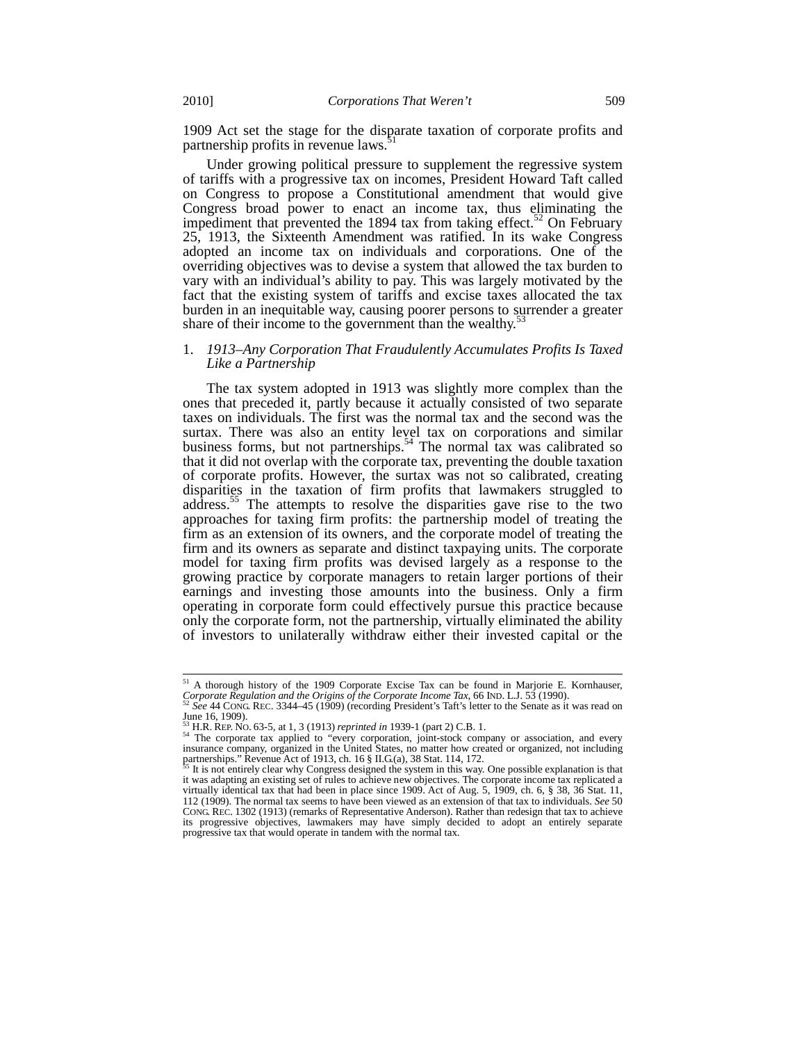1909 Act set the stage for the disparate taxation of corporate profits and partnership profits in revenue laws.[51]

Under growing political pressure to supplement the regressive system of tariffs with a progressive tax on incomes, President Howard Taft called on Congress to propose a Constitutional amendment that would give Congress broad power to enact an income tax, thus eliminating the impediment that prevented the 1894 tax from taking effect.[52] On February 25, 1913, the Sixteenth Amendment was ratified. In its wake Congress adopted an income tax on individuals and corporations. One of the overriding objectives was to devise a system that allowed the tax burden to vary with an individual's ability to pay. This was largely motivated by the fact that the existing system of tariffs and excise taxes allocated the tax burden in an inequitable way, causing poorer persons to surrender a greater share of their income to the government than the wealthy.[53]

### 1. *1913–Any Corporation That Fraudulently Accumulates Profits Is Taxed Like a Partnership*

The tax system adopted in 1913 was slightly more complex than the ones that preceded it, partly because it actually consisted of two separate taxes on individuals. The first was the normal tax and the second was the surtax. There was also an entity level tax on corporations and similar business forms, but not partnerships.[54] The normal tax was calibrated so that it did not overlap with the corporate tax, preventing the double taxation of corporate profits. However, the surtax was not so calibrated, creating disparities in the taxation of firm profits that lawmakers struggled to address.[55] The attempts to resolve the disparities gave rise to the two approaches for taxing firm profits: the partnership model of treating the firm as an extension of its owners, and the corporate model of treating the firm and its owners as separate and distinct taxpaying units. The corporate model for taxing firm profits was devised largely as a response to the growing practice by corporate managers to retain larger portions of their earnings and investing those amounts into the business. Only a firm operating in corporate form could effectively pursue this practice because only the corporate form, not the partnership, virtually eliminated the ability of investors to unilaterally withdraw either their invested capital or the

---

[51] A thorough history of the 1909 Corporate Excise Tax can be found in Marjorie E. Kornhauser, *Corporate Regulation and the Origins of the Corporate Income Tax*, 66 IND. L.J. 53 (1990).

[52] *See* 44 CONG. REC. 3344–45 (1909) (recording President's Taft's letter to the Senate as it was read on June 16, 1909).

[53] H.R. REP. NO. 63-5, at 1, 3 (1913) *reprinted in* 1939-1 (part 2) C.B. 1.

[54] The corporate tax applied to "every corporation, joint-stock company or association, and every insurance company, organized in the United States, no matter how created or organized, not including partnerships." Revenue Act of 1913, ch. 16 § II.G.(a), 38 Stat. 114, 172.

[55] It is not entirely clear why Congress designed the system in this way. One possible explanation is that it was adapting an existing set of rules to achieve new objectives. The corporate income tax replicated a virtually identical tax that had been in place since 1909. Act of Aug. 5, 1909, ch. 6, § 38, 36 Stat. 11, 112 (1909). The normal tax seems to have been viewed as an extension of that tax to individuals. *See* 50 CONG. REC. 1302 (1913) (remarks of Representative Anderson). Rather than redesign that tax to achieve its progressive objectives, lawmakers may have simply decided to adopt an entirely separate progressive tax that would operate in tandem with the normal tax.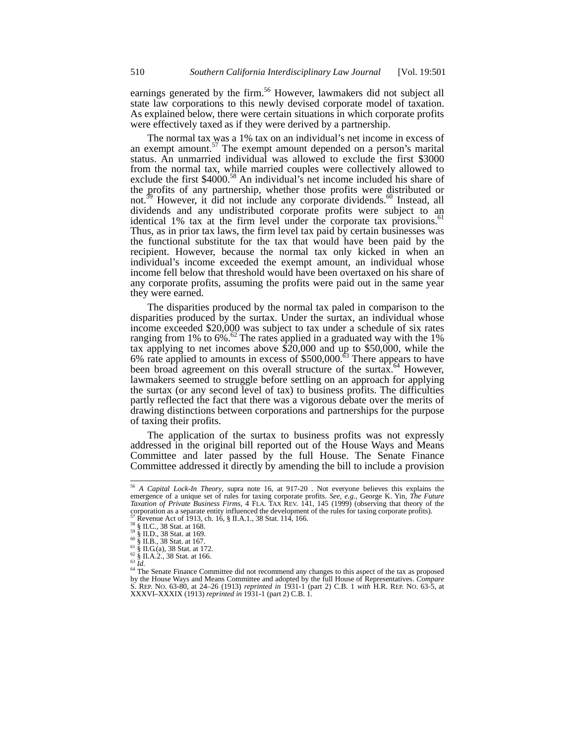earnings generated by the firm.[56] However, lawmakers did not subject all state law corporations to this newly devised corporate model of taxation. As explained below, there were certain situations in which corporate profits were effectively taxed as if they were derived by a partnership.

The normal tax was a 1% tax on an individual's net income in excess of an exempt amount.[57] The exempt amount depended on a person's marital status. An unmarried individual was allowed to exclude the first $3000 from the normal tax, while married couples were collectively allowed to exclude the first $4000.[58] An individual's net income included his share of the profits of any partnership, whether those profits were distributed or not.[59] However, it did not include any corporate dividends.[60] Instead, all dividends and any undistributed corporate profits were subject to an identical 1% tax at the firm level under the corporate tax provisions.[61] Thus, as in prior tax laws, the firm level tax paid by certain businesses was the functional substitute for the tax that would have been paid by the recipient. However, because the normal tax only kicked in when an individual's income exceeded the exempt amount, an individual whose income fell below that threshold would have been overtaxed on his share of any corporate profits, assuming the profits were paid out in the same year they were earned.

The disparities produced by the normal tax paled in comparison to the disparities produced by the surtax. Under the surtax, an individual whose income exceeded $20,000 was subject to tax under a schedule of six rates ranging from 1% to 6%.[62] The rates applied in a graduated way with the 1% tax applying to net incomes above $20,000 and up to $50,000, while the 6% rate applied to amounts in excess of $500,000.[63] There appears to have been broad agreement on this overall structure of the surtax.[64] However, lawmakers seemed to struggle before settling on an approach for applying the surtax (or any second level of tax) to business profits. The difficulties partly reflected the fact that there was a vigorous debate over the merits of drawing distinctions between corporations and partnerships for the purpose of taxing their profits.

The application of the surtax to business profits was not expressly addressed in the original bill reported out of the House Ways and Means Committee and later passed by the full House. The Senate Finance Committee addressed it directly by amending the bill to include a provision

---

[56] *A Capital Lock-In Theory*, supra note 16, at 917-20 . Not everyone believes this explains the emergence of a unique set of rules for taxing corporate profits. *See, e.g.*, George K. Yin, *The Future Taxation of Private Business Firms*, 4 FLA. TAX REV. 141, 145 (1999) (observing that theory of the corporation as a separate entity influenced the development of the rules for taxing corporate profits).

[57] Revenue Act of 1913, ch. 16, § II.A.1., 38 Stat. 114, 166.

[58] § II.C., 38 Stat. at 168.

[59] § II.D., 38 Stat. at 169.

[60] § II.B., 38 Stat. at 167.

[61] § II.G.(a), 38 Stat. at 172.

[62] § II.A.2., 38 Stat. at 166.

[63] *Id.*

[64] The Senate Finance Committee did not recommend any changes to this aspect of the tax as proposed by the House Ways and Means Committee and adopted by the full House of Representatives. *Compare* S. REP. NO. 63-80, at 24–26 (1913) *reprinted in* 1931-1 (part 2) C.B. 1 *with* H.R. REP. NO. 63-5, at XXXVI–XXXIX (1913) *reprinted in* 1931-1 (part 2) C.B. 1.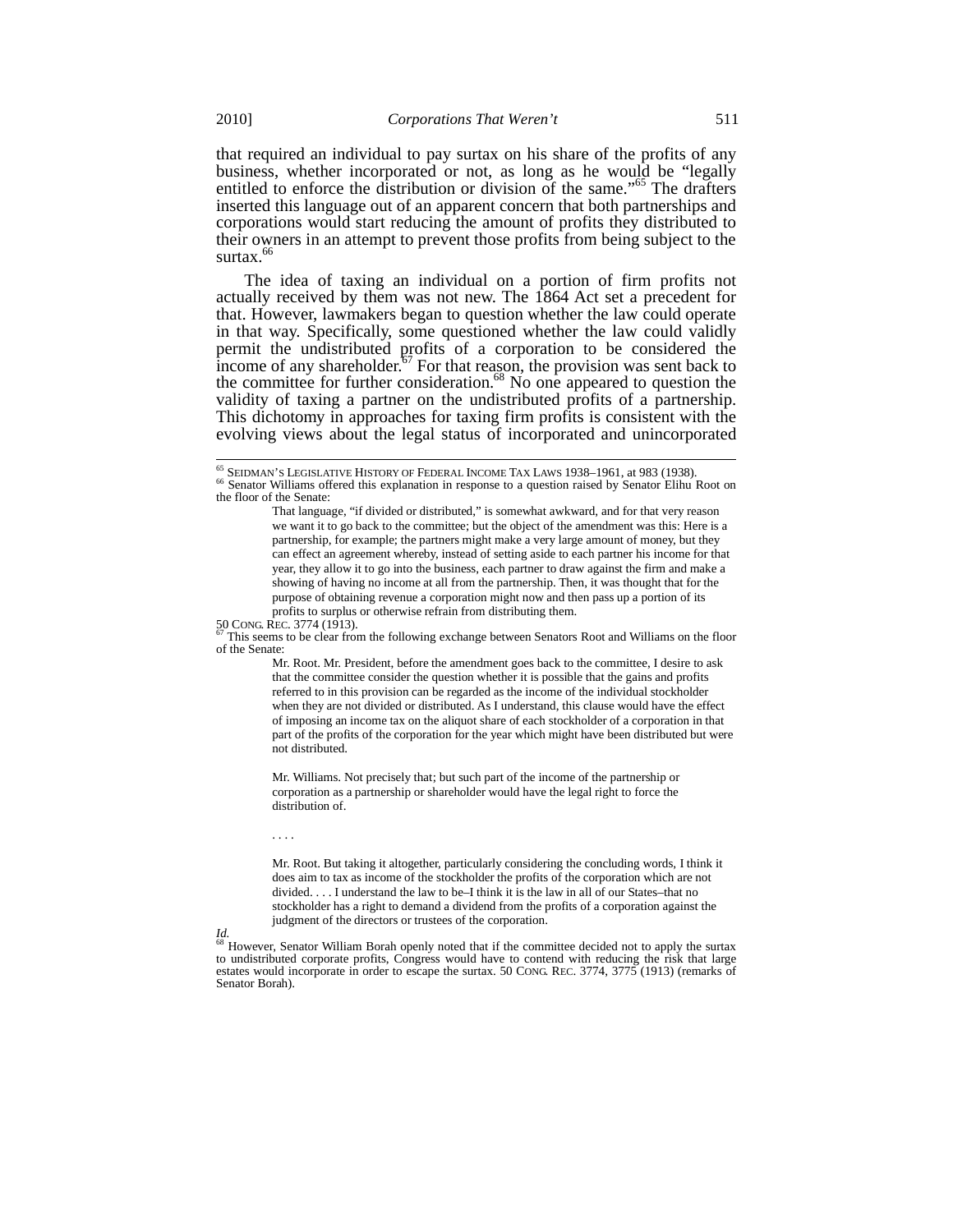that required an individual to pay surtax on his share of the profits of any business, whether incorporated or not, as long as he would be "legally entitled to enforce the distribution or division of the same."[65] The drafters inserted this language out of an apparent concern that both partnerships and corporations would start reducing the amount of profits they distributed to their owners in an attempt to prevent those profits from being subject to the surtax.[66]

The idea of taxing an individual on a portion of firm profits not actually received by them was not new. The 1864 Act set a precedent for that. However, lawmakers began to question whether the law could operate in that way. Specifically, some questioned whether the law could validly permit the undistributed profits of a corporation to be considered the income of any shareholder.[67] For that reason, the provision was sent back to the committee for further consideration.[68] No one appeared to question the validity of taxing a partner on the undistributed profits of a partnership. This dichotomy in approaches for taxing firm profits is consistent with the evolving views about the legal status of incorporated and unincorporated

---

[65] SEIDMAN'S LEGISLATIVE HISTORY OF FEDERAL INCOME TAX LAWS 1938–1961, at 983 (1938).

[66] Senator Williams offered this explanation in response to a question raised by Senator Elihu Root on the floor of the Senate:

> That language, "if divided or distributed," is somewhat awkward, and for that very reason we want it to go back to the committee; but the object of the amendment was this: Here is a partnership, for example; the partners might make a very large amount of money, but they can effect an agreement whereby, instead of setting aside to each partner his income for that year, they allow it to go into the business, each partner to draw against the firm and make a showing of having no income at all from the partnership. Then, it was thought that for the purpose of obtaining revenue a corporation might now and then pass up a portion of its profits to surplus or otherwise refrain from distributing them.

50 CONG. REC. 3774 (1913).

[67] This seems to be clear from the following exchange between Senators Root and Williams on the floor of the Senate:

> Mr. Root. Mr. President, before the amendment goes back to the committee, I desire to ask that the committee consider the question whether it is possible that the gains and profits referred to in this provision can be regarded as the income of the individual stockholder when they are not divided or distributed. As I understand, this clause would have the effect of imposing an income tax on the aliquot share of each stockholder of a corporation in that part of the profits of the corporation for the year which might have been distributed but were not distributed.
>
> Mr. Williams. Not precisely that; but such part of the income of the partnership or corporation as a partnership or shareholder would have the legal right to force the distribution of.
>
> . . . .
>
> Mr. Root. But taking it altogether, particularly considering the concluding words, I think it does aim to tax as income of the stockholder the profits of the corporation which are not divided. . . . I understand the law to be–I think it is the law in all of our States–that no stockholder has a right to demand a dividend from the profits of a corporation against the judgment of the directors or trustees of the corporation.

*Id.*

[68] However, Senator William Borah openly noted that if the committee decided not to apply the surtax to undistributed corporate profits, Congress would have to contend with reducing the risk that large estates would incorporate in order to escape the surtax. 50 CONG. REC. 3774, 3775 (1913) (remarks of Senator Borah).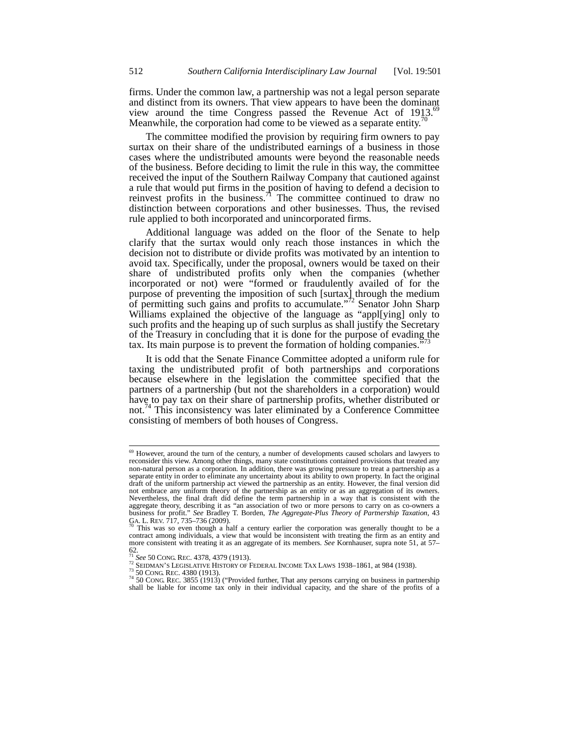firms. Under the common law, a partnership was not a legal person separate and distinct from its owners. That view appears to have been the dominant view around the time Congress passed the Revenue Act of 1913.[69] Meanwhile, the corporation had come to be viewed as a separate entity.[70]

The committee modified the provision by requiring firm owners to pay surtax on their share of the undistributed earnings of a business in those cases where the undistributed amounts were beyond the reasonable needs of the business. Before deciding to limit the rule in this way, the committee received the input of the Southern Railway Company that cautioned against a rule that would put firms in the position of having to defend a decision to reinvest profits in the business.[71] The committee continued to draw no distinction between corporations and other businesses. Thus, the revised rule applied to both incorporated and unincorporated firms.

Additional language was added on the floor of the Senate to help clarify that the surtax would only reach those instances in which the decision not to distribute or divide profits was motivated by an intention to avoid tax. Specifically, under the proposal, owners would be taxed on their share of undistributed profits only when the companies (whether incorporated or not) were "formed or fraudulently availed of for the purpose of preventing the imposition of such [surtax] through the medium of permitting such gains and profits to accumulate."[72] Senator John Sharp Williams explained the objective of the language as "appl[ying] only to such profits and the heaping up of such surplus as shall justify the Secretary of the Treasury in concluding that it is done for the purpose of evading the tax. Its main purpose is to prevent the formation of holding companies."[73]

It is odd that the Senate Finance Committee adopted a uniform rule for taxing the undistributed profit of both partnerships and corporations because elsewhere in the legislation the committee specified that the partners of a partnership (but not the shareholders in a corporation) would have to pay tax on their share of partnership profits, whether distributed or not.[74] This inconsistency was later eliminated by a Conference Committee consisting of members of both houses of Congress.

---

[69] However, around the turn of the century, a number of developments caused scholars and lawyers to reconsider this view. Among other things, many state constitutions contained provisions that treated any non-natural person as a corporation. In addition, there was growing pressure to treat a partnership as a separate entity in order to eliminate any uncertainty about its ability to own property. In fact the original draft of the uniform partnership act viewed the partnership as an entity. However, the final version did not embrace any uniform theory of the partnership as an entity or as an aggregation of its owners. Nevertheless, the final draft did define the term partnership in a way that is consistent with the aggregate theory, describing it as "an association of two or more persons to carry on as co-owners a business for profit." *See* Bradley T. Borden, *The Aggregate-Plus Theory of Partnership Taxation*, 43 GA. L. REV. 717, 735–736 (2009).

[70] This was so even though a half a century earlier the corporation was generally thought to be a contract among individuals, a view that would be inconsistent with treating the firm as an entity and more consistent with treating it as an aggregate of its members. *See* Kornhauser, supra note 51, at 57–62.

[71] *See* 50 CONG. REC. 4378, 4379 (1913).

[72] SEIDMAN'S LEGISLATIVE HISTORY OF FEDERAL INCOME TAX LAWS 1938–1861, at 984 (1938).

[73] 50 CONG. REC. 4380 (1913).

[74] 50 CONG. REC. 3855 (1913) ("Provided further, That any persons carrying on business in partnership shall be liable for income tax only in their individual capacity, and the share of the profits of a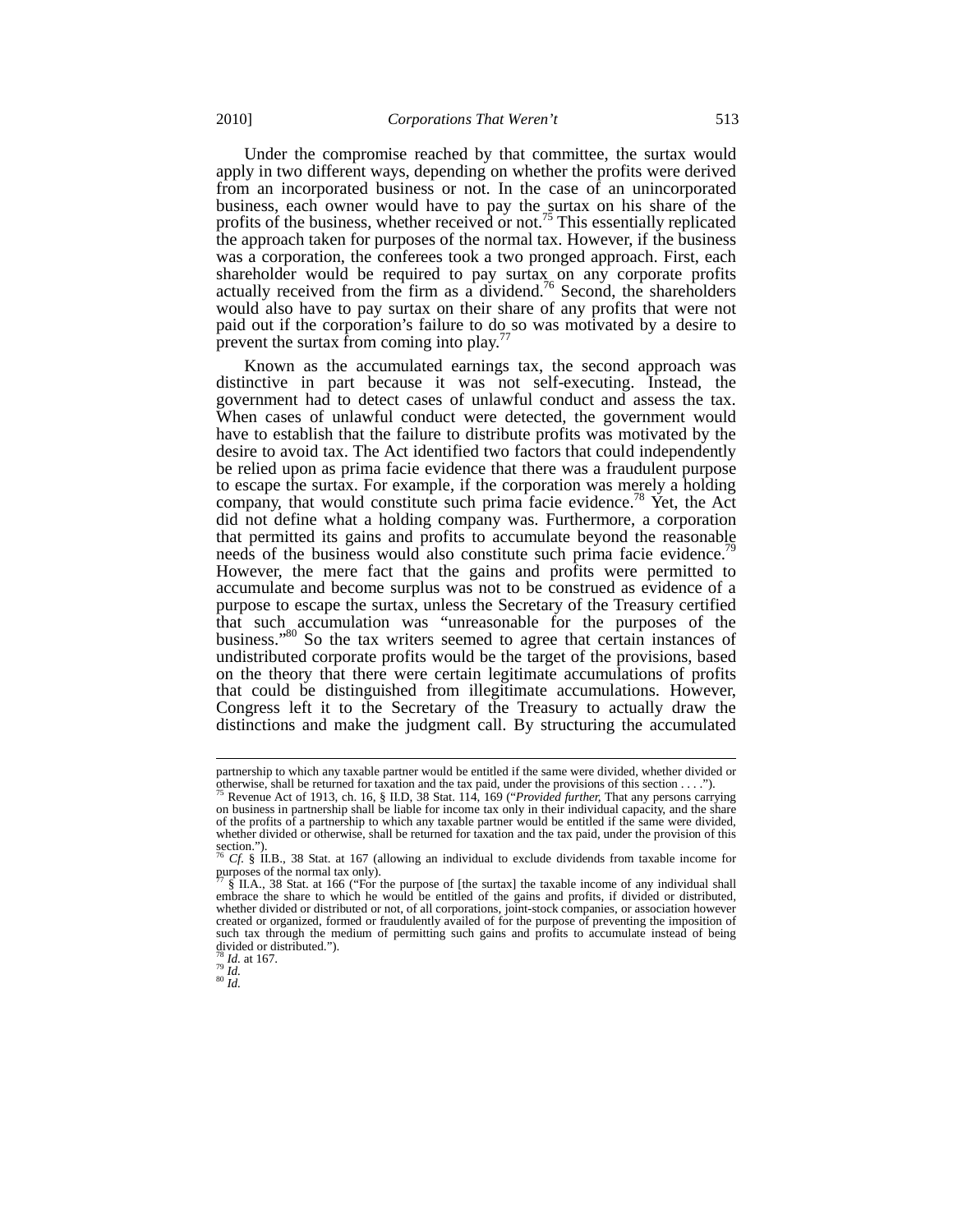Under the compromise reached by that committee, the surtax would apply in two different ways, depending on whether the profits were derived from an incorporated business or not. In the case of an unincorporated business, each owner would have to pay the surtax on his share of the profits of the business, whether received or not.[75] This essentially replicated the approach taken for purposes of the normal tax. However, if the business was a corporation, the conferees took a two pronged approach. First, each shareholder would be required to pay surtax on any corporate profits actually received from the firm as a dividend.[76] Second, the shareholders would also have to pay surtax on their share of any profits that were not paid out if the corporation's failure to do so was motivated by a desire to prevent the surtax from coming into play.[77]

Known as the accumulated earnings tax, the second approach was distinctive in part because it was not self-executing. Instead, the government had to detect cases of unlawful conduct and assess the tax. When cases of unlawful conduct were detected, the government would have to establish that the failure to distribute profits was motivated by the desire to avoid tax. The Act identified two factors that could independently be relied upon as prima facie evidence that there was a fraudulent purpose to escape the surtax. For example, if the corporation was merely a holding company, that would constitute such prima facie evidence.[78] Yet, the Act did not define what a holding company was. Furthermore, a corporation that permitted its gains and profits to accumulate beyond the reasonable needs of the business would also constitute such prima facie evidence.[79] However, the mere fact that the gains and profits were permitted to accumulate and become surplus was not to be construed as evidence of a purpose to escape the surtax, unless the Secretary of the Treasury certified that such accumulation was "unreasonable for the purposes of the business."[80] So the tax writers seemed to agree that certain instances of undistributed corporate profits would be the target of the provisions, based on the theory that there were certain legitimate accumulations of profits that could be distinguished from illegitimate accumulations. However, Congress left it to the Secretary of the Treasury to actually draw the distinctions and make the judgment call. By structuring the accumulated

---

partnership to which any taxable partner would be entitled if the same were divided, whether divided or otherwise, shall be returned for taxation and the tax paid, under the provisions of this section . . . .").

[75] Revenue Act of 1913, ch. 16, § II.D, 38 Stat. 114, 169 ("*Provided further,* That any persons carrying on business in partnership shall be liable for income tax only in their individual capacity, and the share of the profits of a partnership to which any taxable partner would be entitled if the same were divided, whether divided or otherwise, shall be returned for taxation and the tax paid, under the provision of this section.").

[76] *Cf.* § II.B., 38 Stat. at 167 (allowing an individual to exclude dividends from taxable income for purposes of the normal tax only).

[77] § II.A., 38 Stat. at 166 ("For the purpose of [the surtax] the taxable income of any individual shall embrace the share to which he would be entitled of the gains and profits, if divided or distributed, whether divided or distributed or not, of all corporations, joint-stock companies, or association however created or organized, formed or fraudulently availed of for the purpose of preventing the imposition of such tax through the medium of permitting such gains and profits to accumulate instead of being divided or distributed.").

[78] *Id.* at 167.

[79] *Id.*

[80] *Id.*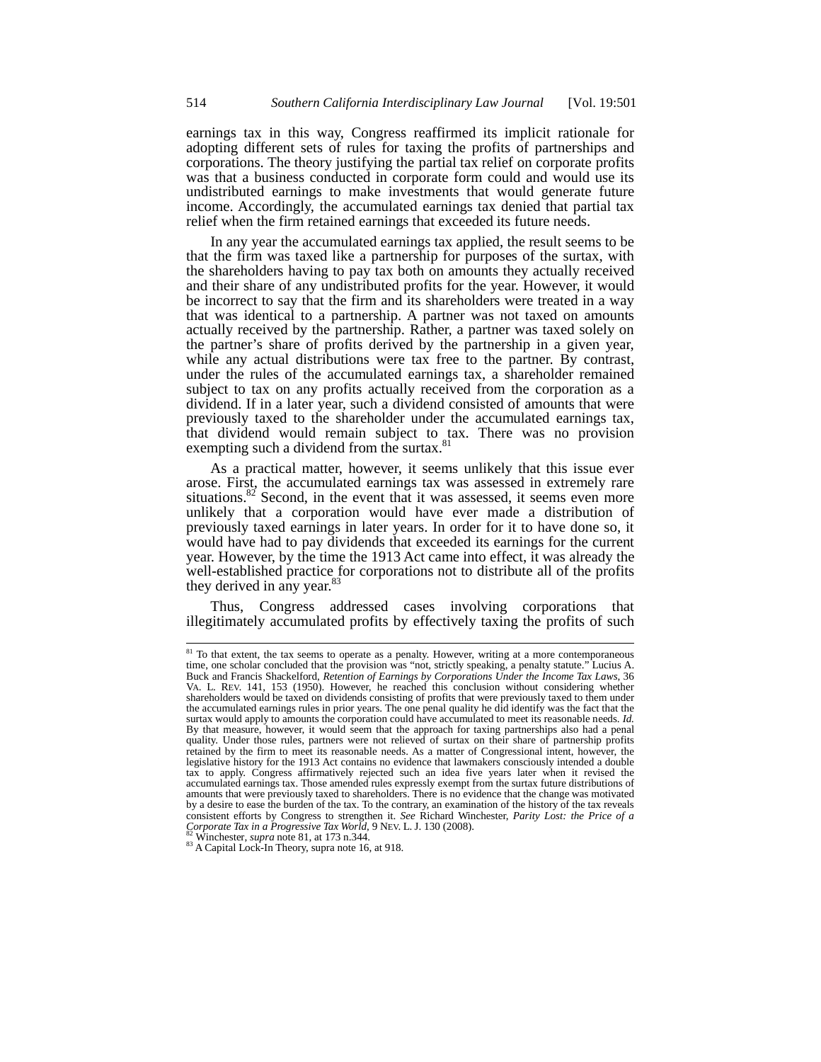earnings tax in this way, Congress reaffirmed its implicit rationale for adopting different sets of rules for taxing the profits of partnerships and corporations. The theory justifying the partial tax relief on corporate profits was that a business conducted in corporate form could and would use its undistributed earnings to make investments that would generate future income. Accordingly, the accumulated earnings tax denied that partial tax relief when the firm retained earnings that exceeded its future needs.

In any year the accumulated earnings tax applied, the result seems to be that the firm was taxed like a partnership for purposes of the surtax, with the shareholders having to pay tax both on amounts they actually received and their share of any undistributed profits for the year. However, it would be incorrect to say that the firm and its shareholders were treated in a way that was identical to a partnership. A partner was not taxed on amounts actually received by the partnership. Rather, a partner was taxed solely on the partner's share of profits derived by the partnership in a given year, while any actual distributions were tax free to the partner. By contrast, under the rules of the accumulated earnings tax, a shareholder remained subject to tax on any profits actually received from the corporation as a dividend. If in a later year, such a dividend consisted of amounts that were previously taxed to the shareholder under the accumulated earnings tax, that dividend would remain subject to tax. There was no provision exempting such a dividend from the surtax.[81]

As a practical matter, however, it seems unlikely that this issue ever arose. First, the accumulated earnings tax was assessed in extremely rare situations.[82] Second, in the event that it was assessed, it seems even more unlikely that a corporation would have ever made a distribution of previously taxed earnings in later years. In order for it to have done so, it would have had to pay dividends that exceeded its earnings for the current year. However, by the time the 1913 Act came into effect, it was already the well-established practice for corporations not to distribute all of the profits they derived in any year.[83]

Thus, Congress addressed cases involving corporations that illegitimately accumulated profits by effectively taxing the profits of such

---

[81] To that extent, the tax seems to operate as a penalty. However, writing at a more contemporaneous time, one scholar concluded that the provision was "not, strictly speaking, a penalty statute." Lucius A. Buck and Francis Shackelford, *Retention of Earnings by Corporations Under the Income Tax Laws*, 36 VA. L. REV. 141, 153 (1950). However, he reached this conclusion without considering whether shareholders would be taxed on dividends consisting of profits that were previously taxed to them under the accumulated earnings rules in prior years. The one penal quality he did identify was the fact that the surtax would apply to amounts the corporation could have accumulated to meet its reasonable needs. *Id.* By that measure, however, it would seem that the approach for taxing partnerships also had a penal quality. Under those rules, partners were not relieved of surtax on their share of partnership profits retained by the firm to meet its reasonable needs. As a matter of Congressional intent, however, the legislative history for the 1913 Act contains no evidence that lawmakers consciously intended a double tax to apply. Congress affirmatively rejected such an idea five years later when it revised the accumulated earnings tax. Those amended rules expressly exempt from the surtax future distributions of amounts that were previously taxed to shareholders. There is no evidence that the change was motivated by a desire to ease the burden of the tax. To the contrary, an examination of the history of the tax reveals consistent efforts by Congress to strengthen it. *See* Richard Winchester, *Parity Lost: the Price of a Corporate Tax in a Progressive Tax World*, 9 NEV. L. J. 130 (2008).

[82] Winchester, *supra* note 81, at 173 n.344.

[83] A Capital Lock-In Theory, supra note 16, at 918.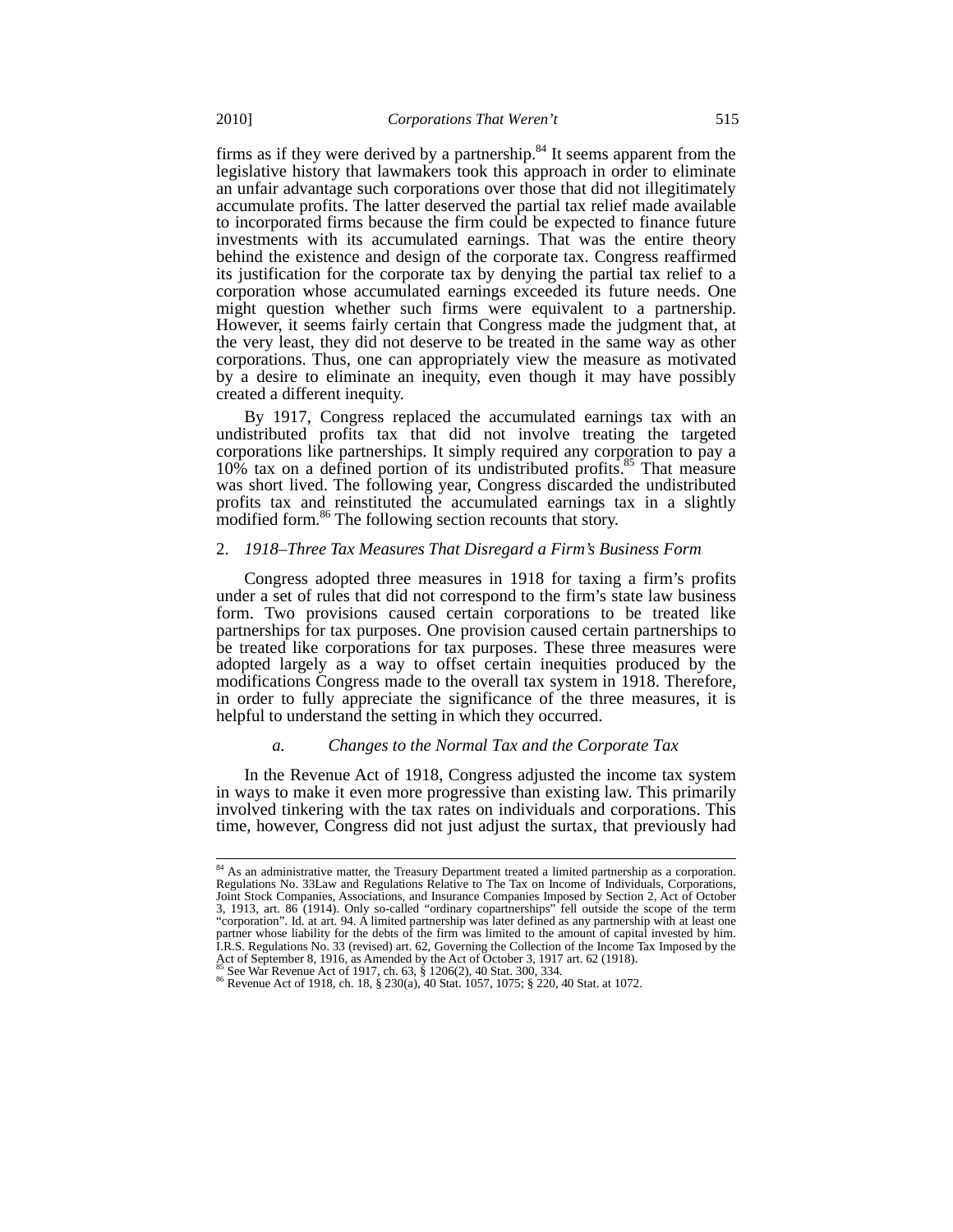firms as if they were derived by a partnership.[84] It seems apparent from the legislative history that lawmakers took this approach in order to eliminate an unfair advantage such corporations over those that did not illegitimately accumulate profits. The latter deserved the partial tax relief made available to incorporated firms because the firm could be expected to finance future investments with its accumulated earnings. That was the entire theory behind the existence and design of the corporate tax. Congress reaffirmed its justification for the corporate tax by denying the partial tax relief to a corporation whose accumulated earnings exceeded its future needs. One might question whether such firms were equivalent to a partnership. However, it seems fairly certain that Congress made the judgment that, at the very least, they did not deserve to be treated in the same way as other corporations. Thus, one can appropriately view the measure as motivated by a desire to eliminate an inequity, even though it may have possibly created a different inequity.

By 1917, Congress replaced the accumulated earnings tax with an undistributed profits tax that did not involve treating the targeted corporations like partnerships. It simply required any corporation to pay a 10% tax on a defined portion of its undistributed profits.[85] That measure was short lived. The following year, Congress discarded the undistributed profits tax and reinstituted the accumulated earnings tax in a slightly modified form.[86] The following section recounts that story.

### 2. *1918–Three Tax Measures That Disregard a Firm's Business Form*

Congress adopted three measures in 1918 for taxing a firm's profits under a set of rules that did not correspond to the firm's state law business form. Two provisions caused certain corporations to be treated like partnerships for tax purposes. One provision caused certain partnerships to be treated like corporations for tax purposes. These three measures were adopted largely as a way to offset certain inequities produced by the modifications Congress made to the overall tax system in 1918. Therefore, in order to fully appreciate the significance of the three measures, it is helpful to understand the setting in which they occurred.

#### *a. Changes to the Normal Tax and the Corporate Tax*

In the Revenue Act of 1918, Congress adjusted the income tax system in ways to make it even more progressive than existing law. This primarily involved tinkering with the tax rates on individuals and corporations. This time, however, Congress did not just adjust the surtax, that previously had

---

[84] As an administrative matter, the Treasury Department treated a limited partnership as a corporation. Regulations No. 33Law and Regulations Relative to The Tax on Income of Individuals, Corporations, Joint Stock Companies, Associations, and Insurance Companies Imposed by Section 2, Act of October 3, 1913, art. 86 (1914). Only so-called "ordinary copartnerships" fell outside the scope of the term "corporation". Id. at art. 94. A limited partnership was later defined as any partnership with at least one partner whose liability for the debts of the firm was limited to the amount of capital invested by him. I.R.S. Regulations No. 33 (revised) art. 62, Governing the Collection of the Income Tax Imposed by the Act of September 8, 1916, as Amended by the Act of October 3, 1917 art. 62 (1918).

[85] See War Revenue Act of 1917, ch. 63, § 1206(2), 40 Stat. 300, 334.

[86] Revenue Act of 1918, ch. 18, § 230(a), 40 Stat. 1057, 1075; § 220, 40 Stat. at 1072.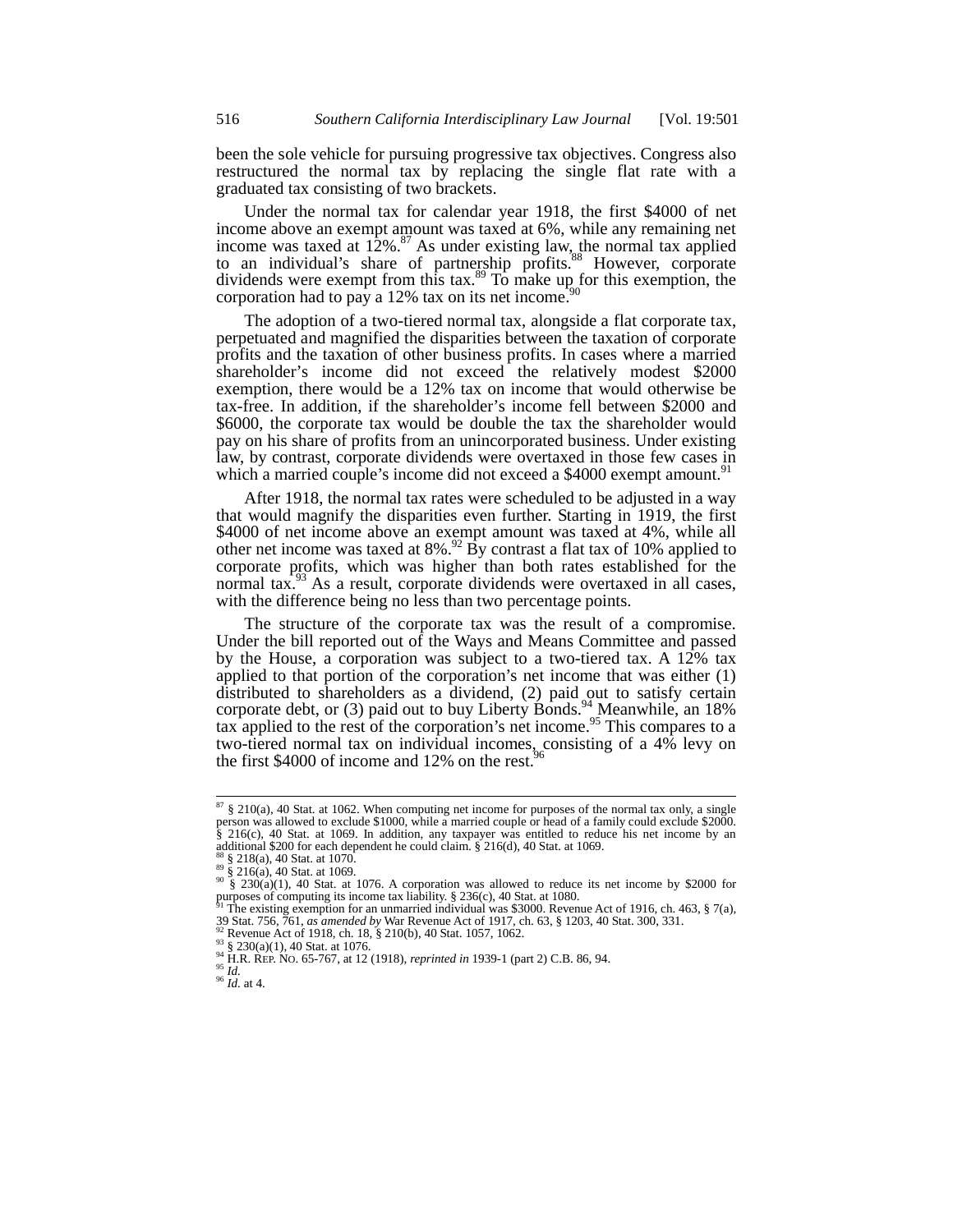been the sole vehicle for pursuing progressive tax objectives. Congress also restructured the normal tax by replacing the single flat rate with a graduated tax consisting of two brackets.

Under the normal tax for calendar year 1918, the first $4000 of net income above an exempt amount was taxed at 6%, while any remaining net income was taxed at 12%.[87] As under existing law, the normal tax applied to an individual's share of partnership profits.[88] However, corporate dividends were exempt from this tax.[89] To make up for this exemption, the corporation had to pay a 12% tax on its net income.[90]

The adoption of a two-tiered normal tax, alongside a flat corporate tax, perpetuated and magnified the disparities between the taxation of corporate profits and the taxation of other business profits. In cases where a married shareholder's income did not exceed the relatively modest $2000 exemption, there would be a 12% tax on income that would otherwise be tax-free. In addition, if the shareholder's income fell between $2000 and $6000, the corporate tax would be double the tax the shareholder would pay on his share of profits from an unincorporated business. Under existing law, by contrast, corporate dividends were overtaxed in those few cases in which a married couple's income did not exceed a $4000 exempt amount.[91]

After 1918, the normal tax rates were scheduled to be adjusted in a way that would magnify the disparities even further. Starting in 1919, the first $4000 of net income above an exempt amount was taxed at 4%, while all other net income was taxed at 8%.[92] By contrast a flat tax of 10% applied to corporate profits, which was higher than both rates established for the normal tax.[93] As a result, corporate dividends were overtaxed in all cases, with the difference being no less than two percentage points.

The structure of the corporate tax was the result of a compromise. Under the bill reported out of the Ways and Means Committee and passed by the House, a corporation was subject to a two-tiered tax. A 12% tax applied to that portion of the corporation's net income that was either (1) distributed to shareholders as a dividend, (2) paid out to satisfy certain corporate debt, or (3) paid out to buy Liberty Bonds.[94] Meanwhile, an 18% tax applied to the rest of the corporation's net income.[95] This compares to a two-tiered normal tax on individual incomes, consisting of a 4% levy on the first $4000 of income and 12% on the rest.[96]

---

[87] § 210(a), 40 Stat. at 1062. When computing net income for purposes of the normal tax only, a single person was allowed to exclude $1000, while a married couple or head of a family could exclude $2000. § 216(c), 40 Stat. at 1069. In addition, any taxpayer was entitled to reduce his net income by an additional $200 for each dependent he could claim. § 216(d), 40 Stat. at 1069.

[88] § 218(a), 40 Stat. at 1070.

[89] § 216(a), 40 Stat. at 1069.

[90] § 230(a)(1), 40 Stat. at 1076. A corporation was allowed to reduce its net income by $2000 for purposes of computing its income tax liability. § 236(c), 40 Stat. at 1080.

[91] The existing exemption for an unmarried individual was $3000. Revenue Act of 1916, ch. 463, § 7(a), 39 Stat. 756, 761, *as amended by* War Revenue Act of 1917, ch. 63, § 1203, 40 Stat. 300, 331.

[92] Revenue Act of 1918, ch. 18, § 210(b), 40 Stat. 1057, 1062.

[93] § 230(a)(1), 40 Stat. at 1076.

[94] H.R. REP. NO. 65-767, at 12 (1918), *reprinted in* 1939-1 (part 2) C.B. 86, 94.

[95] *Id.*

[96] *Id.* at 4.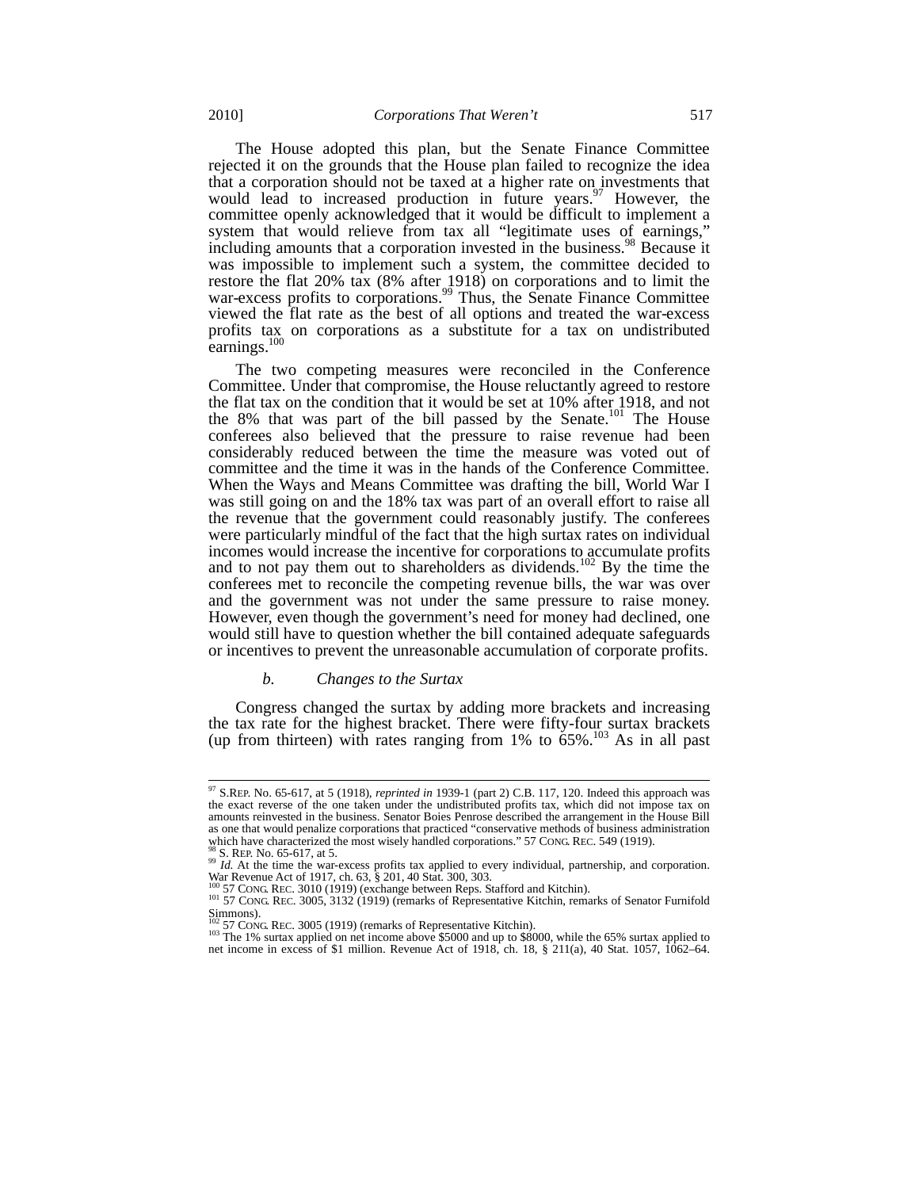The House adopted this plan, but the Senate Finance Committee rejected it on the grounds that the House plan failed to recognize the idea that a corporation should not be taxed at a higher rate on investments that would lead to increased production in future years.[97] However, the committee openly acknowledged that it would be difficult to implement a system that would relieve from tax all "legitimate uses of earnings," including amounts that a corporation invested in the business.[98] Because it was impossible to implement such a system, the committee decided to restore the flat 20% tax (8% after 1918) on corporations and to limit the war-excess profits to corporations.[99] Thus, the Senate Finance Committee viewed the flat rate as the best of all options and treated the war-excess profits tax on corporations as a substitute for a tax on undistributed earnings.[100]

The two competing measures were reconciled in the Conference Committee. Under that compromise, the House reluctantly agreed to restore the flat tax on the condition that it would be set at 10% after 1918, and not the 8% that was part of the bill passed by the Senate.[101] The House conferees also believed that the pressure to raise revenue had been considerably reduced between the time the measure was voted out of committee and the time it was in the hands of the Conference Committee. When the Ways and Means Committee was drafting the bill, World War I was still going on and the 18% tax was part of an overall effort to raise all the revenue that the government could reasonably justify. The conferees were particularly mindful of the fact that the high surtax rates on individual incomes would increase the incentive for corporations to accumulate profits and to not pay them out to shareholders as dividends.[102] By the time the conferees met to reconcile the competing revenue bills, the war was over and the government was not under the same pressure to raise money. However, even though the government's need for money had declined, one would still have to question whether the bill contained adequate safeguards or incentives to prevent the unreasonable accumulation of corporate profits.

### *b. Changes to the Surtax*

Congress changed the surtax by adding more brackets and increasing the tax rate for the highest bracket. There were fifty-four surtax brackets (up from thirteen) with rates ranging from 1% to 65%.[103] As in all past

---

[97] S.REP. No. 65-617, at 5 (1918), *reprinted in* 1939-1 (part 2) C.B. 117, 120. Indeed this approach was the exact reverse of the one taken under the undistributed profits tax, which did not impose tax on amounts reinvested in the business. Senator Boies Penrose described the arrangement in the House Bill as one that would penalize corporations that practiced "conservative methods of business administration which have characterized the most wisely handled corporations." 57 CONG. REC. 549 (1919).

[98] S. REP. No. 65-617, at 5.

[99] *Id.* At the time the war-excess profits tax applied to every individual, partnership, and corporation. War Revenue Act of 1917, ch. 63, § 201, 40 Stat. 300, 303.

[100] 57 CONG. REC. 3010 (1919) (exchange between Reps. Stafford and Kitchin).

[101] 57 CONG. REC. 3005, 3132 (1919) (remarks of Representative Kitchin, remarks of Senator Furnifold Simmons).

[102] 57 CONG. REC. 3005 (1919) (remarks of Representative Kitchin).

[103] The 1% surtax applied on net income above \$5000 and up to \$8000, while the 65% surtax applied to net income in excess of \$1 million. Revenue Act of 1918, ch. 18, § 211(a), 40 Stat. 1057, 1062–64.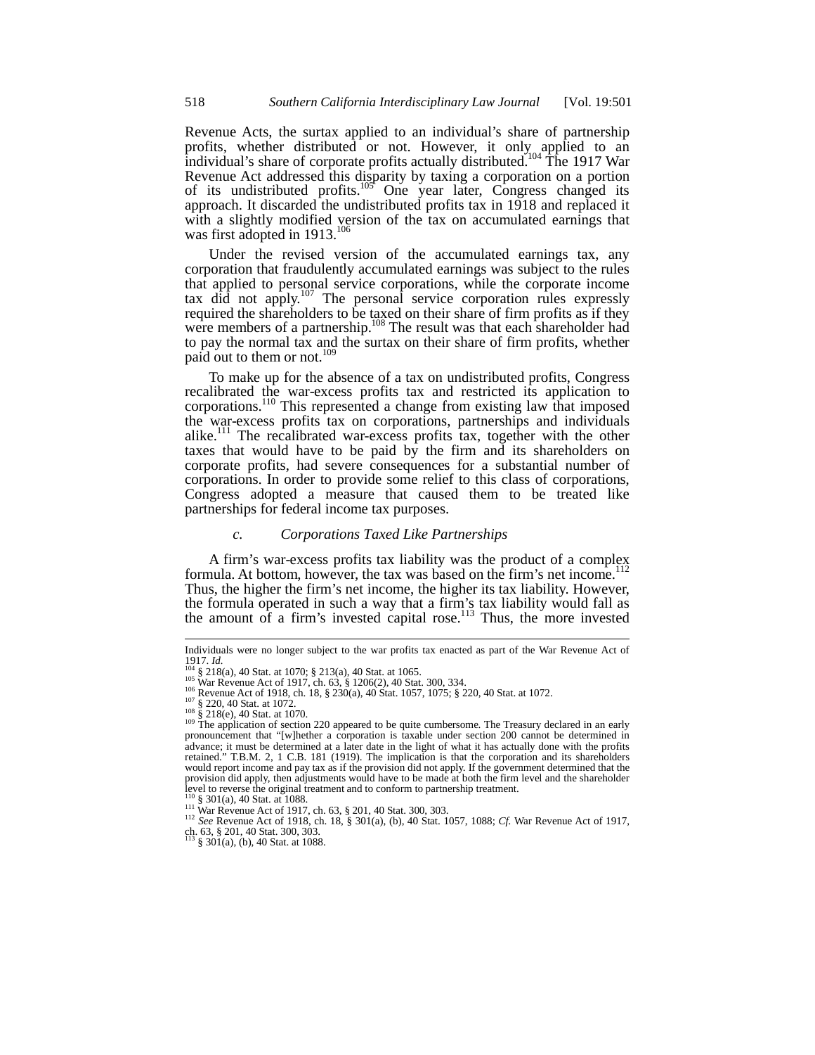Revenue Acts, the surtax applied to an individual's share of partnership profits, whether distributed or not. However, it only applied to an individual's share of corporate profits actually distributed.[104] The 1917 War Revenue Act addressed this disparity by taxing a corporation on a portion of its undistributed profits.[105] One year later, Congress changed its approach. It discarded the undistributed profits tax in 1918 and replaced it with a slightly modified version of the tax on accumulated earnings that was first adopted in 1913.[106]

Under the revised version of the accumulated earnings tax, any corporation that fraudulently accumulated earnings was subject to the rules that applied to personal service corporations, while the corporate income tax did not apply.[107] The personal service corporation rules expressly required the shareholders to be taxed on their share of firm profits as if they were members of a partnership.[108] The result was that each shareholder had to pay the normal tax and the surtax on their share of firm profits, whether paid out to them or not.[109]

To make up for the absence of a tax on undistributed profits, Congress recalibrated the war-excess profits tax and restricted its application to corporations.[110] This represented a change from existing law that imposed the war-excess profits tax on corporations, partnerships and individuals alike.[111] The recalibrated war-excess profits tax, together with the other taxes that would have to be paid by the firm and its shareholders on corporate profits, had severe consequences for a substantial number of corporations. In order to provide some relief to this class of corporations, Congress adopted a measure that caused them to be treated like partnerships for federal income tax purposes.

### *c. Corporations Taxed Like Partnerships*

A firm's war-excess profits tax liability was the product of a complex formula. At bottom, however, the tax was based on the firm's net income.[112] Thus, the higher the firm's net income, the higher its tax liability. However, the formula operated in such a way that a firm's tax liability would fall as the amount of a firm's invested capital rose.[113] Thus, the more invested

---

Individuals were no longer subject to the war profits tax enacted as part of the War Revenue Act of 1917. *Id.*

[104] § 218(a), 40 Stat. at 1070; § 213(a), 40 Stat. at 1065.

[105] War Revenue Act of 1917, ch. 63, § 1206(2), 40 Stat. 300, 334.

[106] Revenue Act of 1918, ch. 18, § 230(a), 40 Stat. 1057, 1075; § 220, 40 Stat. at 1072.

[107] § 220, 40 Stat. at 1072.

[108] § 218(e), 40 Stat. at 1070.

[109] The application of section 220 appeared to be quite cumbersome. The Treasury declared in an early pronouncement that "[w]hether a corporation is taxable under section 200 cannot be determined in advance; it must be determined at a later date in the light of what it has actually done with the profits retained." T.B.M. 2, 1 C.B. 181 (1919). The implication is that the corporation and its shareholders would report income and pay tax as if the provision did not apply. If the government determined that the provision did apply, then adjustments would have to be made at both the firm level and the shareholder level to reverse the original treatment and to conform to partnership treatment.

[110] § 301(a), 40 Stat. at 1088.

[111] War Revenue Act of 1917, ch. 63, § 201, 40 Stat. 300, 303.

[112] *See* Revenue Act of 1918, ch. 18, § 301(a), (b), 40 Stat. 1057, 1088; *Cf.* War Revenue Act of 1917, ch. 63, § 201, 40 Stat. 300, 303.

[113] § 301(a), (b), 40 Stat. at 1088.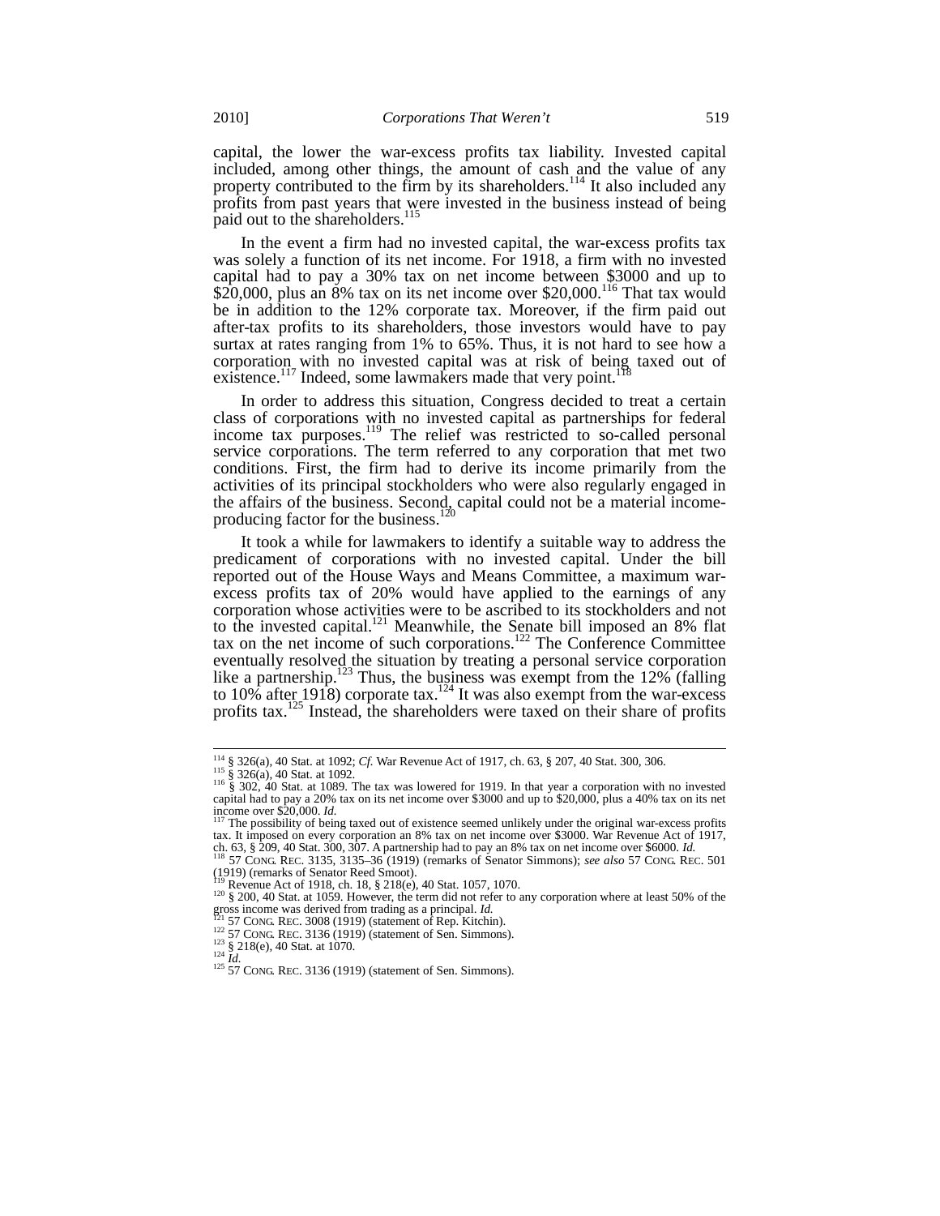capital, the lower the war-excess profits tax liability. Invested capital included, among other things, the amount of cash and the value of any property contributed to the firm by its shareholders.[114] It also included any profits from past years that were invested in the business instead of being paid out to the shareholders.[115]

In the event a firm had no invested capital, the war-excess profits tax was solely a function of its net income. For 1918, a firm with no invested capital had to pay a 30% tax on net income between \$3000 and up to \$20,000, plus an 8% tax on its net income over \$20,000.[116] That tax would be in addition to the 12% corporate tax. Moreover, if the firm paid out after-tax profits to its shareholders, those investors would have to pay surtax at rates ranging from 1% to 65%. Thus, it is not hard to see how a corporation with no invested capital was at risk of being taxed out of existence.[117] Indeed, some lawmakers made that very point.[118]

In order to address this situation, Congress decided to treat a certain class of corporations with no invested capital as partnerships for federal income tax purposes.[119] The relief was restricted to so-called personal service corporations. The term referred to any corporation that met two conditions. First, the firm had to derive its income primarily from the activities of its principal stockholders who were also regularly engaged in the affairs of the business. Second, capital could not be a material income-producing factor for the business.[120]

It took a while for lawmakers to identify a suitable way to address the predicament of corporations with no invested capital. Under the bill reported out of the House Ways and Means Committee, a maximum war-excess profits tax of 20% would have applied to the earnings of any corporation whose activities were to be ascribed to its stockholders and not to the invested capital.[121] Meanwhile, the Senate bill imposed an 8% flat tax on the net income of such corporations.[122] The Conference Committee eventually resolved the situation by treating a personal service corporation like a partnership.[123] Thus, the business was exempt from the 12% (falling to 10% after 1918) corporate tax.[124] It was also exempt from the war-excess profits tax.[125] Instead, the shareholders were taxed on their share of profits

---

[114] § 326(a), 40 Stat. at 1092; *Cf.* War Revenue Act of 1917, ch. 63, § 207, 40 Stat. 300, 306.

[115] § 326(a), 40 Stat. at 1092.

[116] § 302, 40 Stat. at 1089. The tax was lowered for 1919. In that year a corporation with no invested capital had to pay a 20% tax on its net income over \$3000 and up to \$20,000, plus a 40% tax on its net income over \$20,000. *Id.*

[117] The possibility of being taxed out of existence seemed unlikely under the original war-excess profits tax. It imposed on every corporation an 8% tax on net income over \$3000. War Revenue Act of 1917, ch. 63, § 209, 40 Stat. 300, 307. A partnership had to pay an 8% tax on net income over \$6000. *Id.*

[118] 57 CONG. REC. 3135, 3135–36 (1919) (remarks of Senator Simmons); *see also* 57 CONG. REC. 501 (1919) (remarks of Senator Reed Smoot).

[119] Revenue Act of 1918, ch. 18, § 218(e), 40 Stat. 1057, 1070.

[120] § 200, 40 Stat. at 1059. However, the term did not refer to any corporation where at least 50% of the gross income was derived from trading as a principal. *Id.*

[121] 57 CONG. REC. 3008 (1919) (statement of Rep. Kitchin).

[122] 57 CONG. REC. 3136 (1919) (statement of Sen. Simmons).

[123] § 218(e), 40 Stat. at 1070.

[124] *Id.*

[125] 57 CONG. REC. 3136 (1919) (statement of Sen. Simmons).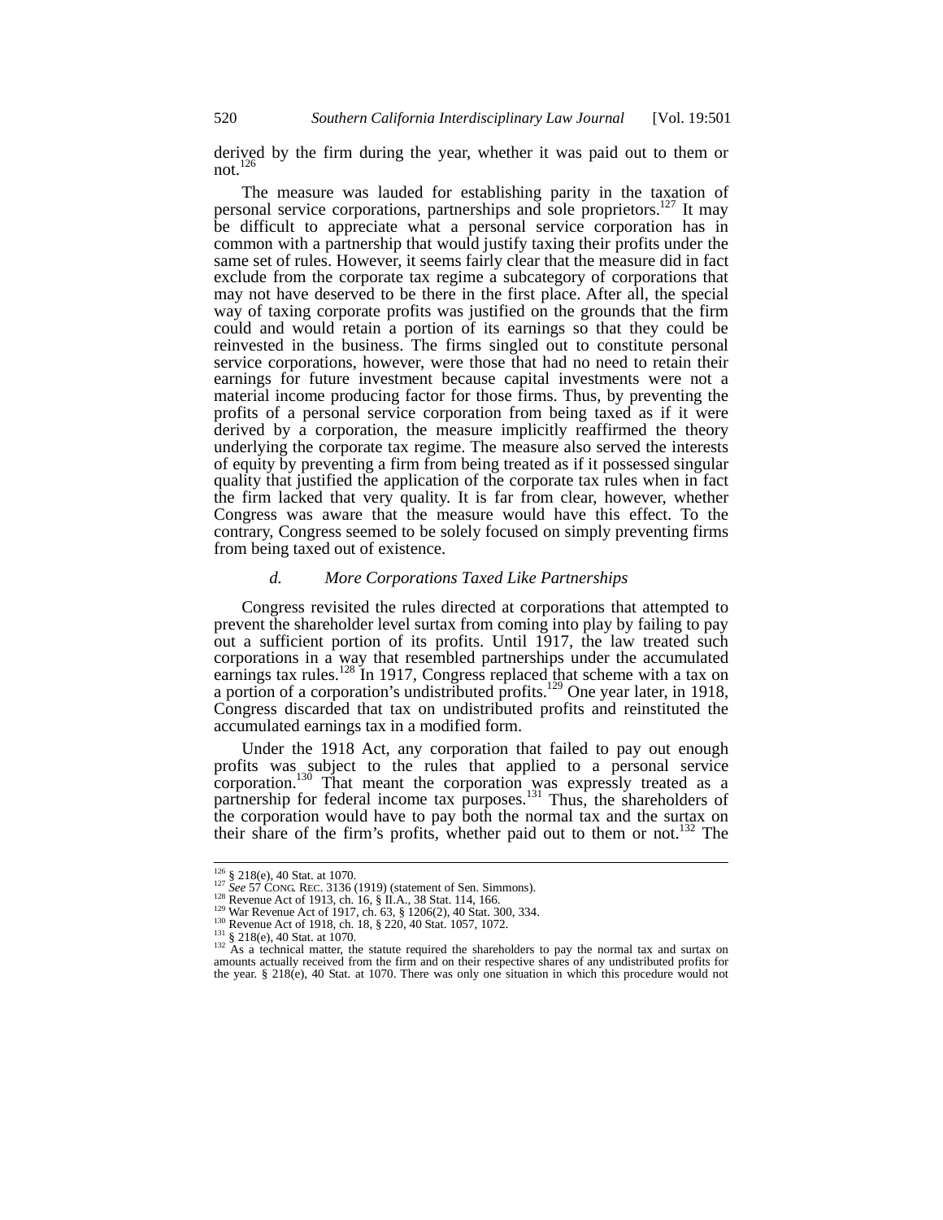derived by the firm during the year, whether it was paid out to them or not.[126]

The measure was lauded for establishing parity in the taxation of personal service corporations, partnerships and sole proprietors.[127] It may be difficult to appreciate what a personal service corporation has in common with a partnership that would justify taxing their profits under the same set of rules. However, it seems fairly clear that the measure did in fact exclude from the corporate tax regime a subcategory of corporations that may not have deserved to be there in the first place. After all, the special way of taxing corporate profits was justified on the grounds that the firm could and would retain a portion of its earnings so that they could be reinvested in the business. The firms singled out to constitute personal service corporations, however, were those that had no need to retain their earnings for future investment because capital investments were not a material income producing factor for those firms. Thus, by preventing the profits of a personal service corporation from being taxed as if it were derived by a corporation, the measure implicitly reaffirmed the theory underlying the corporate tax regime. The measure also served the interests of equity by preventing a firm from being treated as if it possessed singular quality that justified the application of the corporate tax rules when in fact the firm lacked that very quality. It is far from clear, however, whether Congress was aware that the measure would have this effect. To the contrary, Congress seemed to be solely focused on simply preventing firms from being taxed out of existence.

#### *d. More Corporations Taxed Like Partnerships*

Congress revisited the rules directed at corporations that attempted to prevent the shareholder level surtax from coming into play by failing to pay out a sufficient portion of its profits. Until 1917, the law treated such corporations in a way that resembled partnerships under the accumulated earnings tax rules.[128] In 1917, Congress replaced that scheme with a tax on a portion of a corporation's undistributed profits.[129] One year later, in 1918, Congress discarded that tax on undistributed profits and reinstituted the accumulated earnings tax in a modified form.

Under the 1918 Act, any corporation that failed to pay out enough profits was subject to the rules that applied to a personal service corporation.[130] That meant the corporation was expressly treated as a partnership for federal income tax purposes.[131] Thus, the shareholders of the corporation would have to pay both the normal tax and the surtax on their share of the firm's profits, whether paid out to them or not.[132] The

---

[126] § 218(e), 40 Stat. at 1070.

[127] *See* 57 CONG. REC. 3136 (1919) (statement of Sen. Simmons).

[128] Revenue Act of 1913, ch. 16, § II.A., 38 Stat. 114, 166.

[129] War Revenue Act of 1917, ch. 63, § 1206(2), 40 Stat. 300, 334.

[130] Revenue Act of 1918, ch. 18, § 220, 40 Stat. 1057, 1072.

[131] § 218(e), 40 Stat. at 1070.

[132] As a technical matter, the statute required the shareholders to pay the normal tax and surtax on amounts actually received from the firm and on their respective shares of any undistributed profits for the year. § 218(e), 40 Stat. at 1070. There was only one situation in which this procedure would not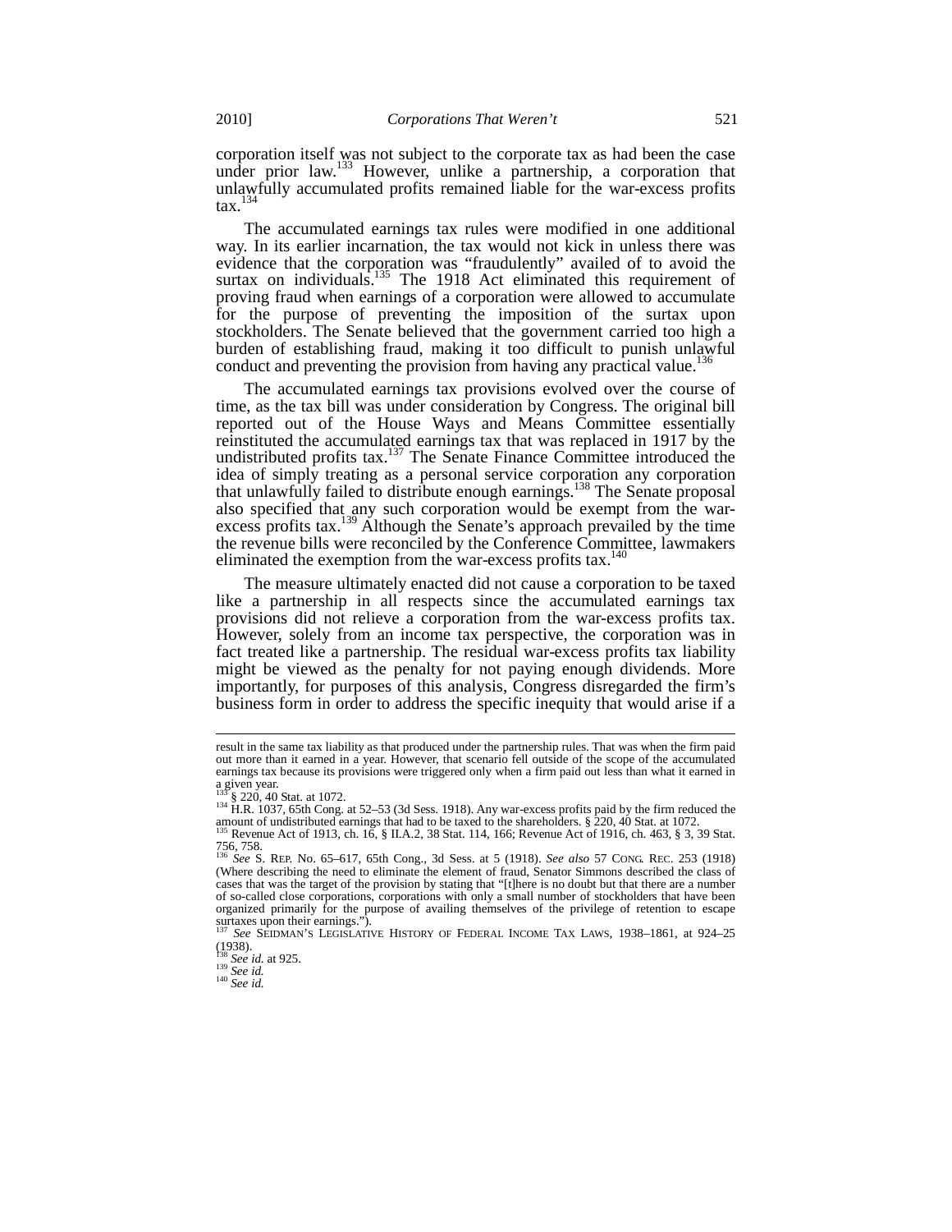corporation itself was not subject to the corporate tax as had been the case under prior law.[133] However, unlike a partnership, a corporation that unlawfully accumulated profits remained liable for the war-excess profits tax.[134]

The accumulated earnings tax rules were modified in one additional way. In its earlier incarnation, the tax would not kick in unless there was evidence that the corporation was "fraudulently" availed of to avoid the surtax on individuals.[135] The 1918 Act eliminated this requirement of proving fraud when earnings of a corporation were allowed to accumulate for the purpose of preventing the imposition of the surtax upon stockholders. The Senate believed that the government carried too high a burden of establishing fraud, making it too difficult to punish unlawful conduct and preventing the provision from having any practical value.[136]

The accumulated earnings tax provisions evolved over the course of time, as the tax bill was under consideration by Congress. The original bill reported out of the House Ways and Means Committee essentially reinstituted the accumulated earnings tax that was replaced in 1917 by the undistributed profits tax.[137] The Senate Finance Committee introduced the idea of simply treating as a personal service corporation any corporation that unlawfully failed to distribute enough earnings.[138] The Senate proposal also specified that any such corporation would be exempt from the war-excess profits tax.[139] Although the Senate's approach prevailed by the time the revenue bills were reconciled by the Conference Committee, lawmakers eliminated the exemption from the war-excess profits tax.[140]

The measure ultimately enacted did not cause a corporation to be taxed like a partnership in all respects since the accumulated earnings tax provisions did not relieve a corporation from the war-excess profits tax. However, solely from an income tax perspective, the corporation was in fact treated like a partnership. The residual war-excess profits tax liability might be viewed as the penalty for not paying enough dividends. More importantly, for purposes of this analysis, Congress disregarded the firm's business form in order to address the specific inequity that would arise if a

---

result in the same tax liability as that produced under the partnership rules. That was when the firm paid out more than it earned in a year. However, that scenario fell outside of the scope of the accumulated earnings tax because its provisions were triggered only when a firm paid out less than what it earned in a given year.

[133] § 220, 40 Stat. at 1072.

[134] H.R. 1037, 65th Cong. at 52–53 (3d Sess. 1918). Any war-excess profits paid by the firm reduced the amount of undistributed earnings that had to be taxed to the shareholders. § 220, 40 Stat. at 1072.

[135] Revenue Act of 1913, ch. 16, § II.A.2, 38 Stat. 114, 166; Revenue Act of 1916, ch. 463, § 3, 39 Stat. 756, 758.

[136] *See* S. REP. No. 65–617, 65th Cong., 3d Sess. at 5 (1918). *See also* 57 CONG. REC. 253 (1918) (Where describing the need to eliminate the element of fraud, Senator Simmons described the class of cases that was the target of the provision by stating that "[t]here is no doubt but that there are a number of so-called close corporations, corporations with only a small number of stockholders that have been organized primarily for the purpose of availing themselves of the privilege of retention to escape surtaxes upon their earnings.").

[137] *See* SEIDMAN'S LEGISLATIVE HISTORY OF FEDERAL INCOME TAX LAWS, 1938–1861, at 924–25 (1938).

[138] *See id.* at 925.

[139] *See id.*

[140] *See id.*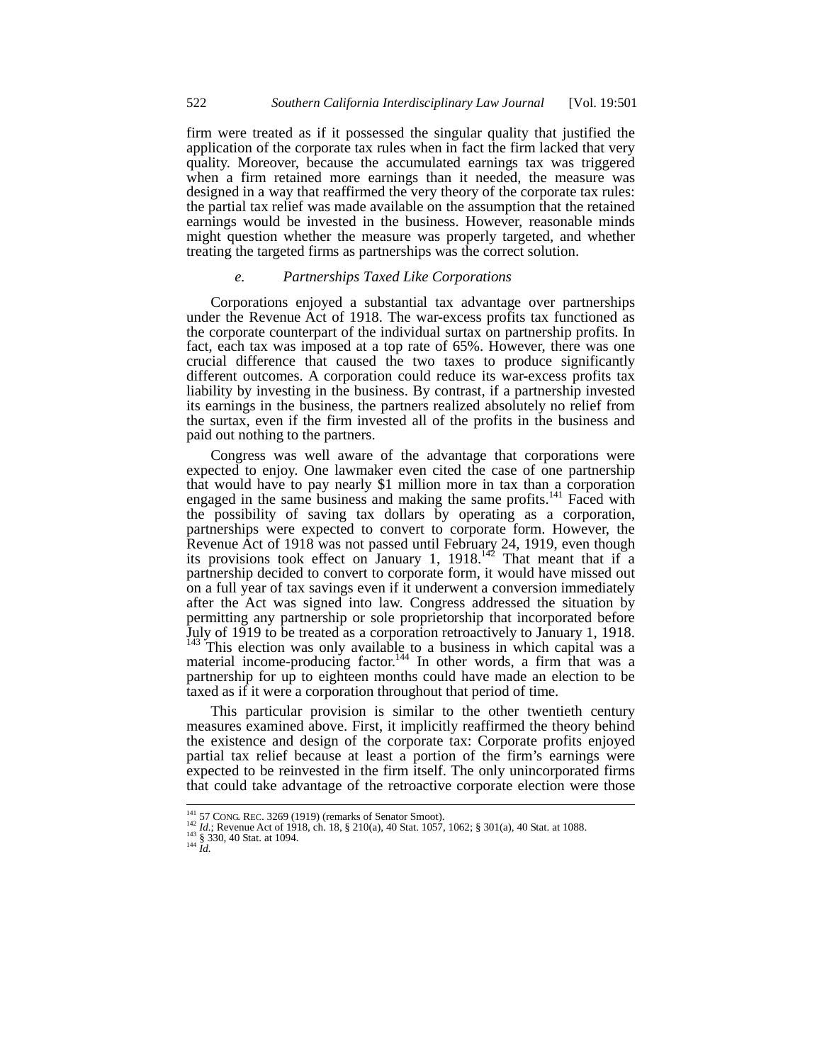firm were treated as if it possessed the singular quality that justified the application of the corporate tax rules when in fact the firm lacked that very quality. Moreover, because the accumulated earnings tax was triggered when a firm retained more earnings than it needed, the measure was designed in a way that reaffirmed the very theory of the corporate tax rules: the partial tax relief was made available on the assumption that the retained earnings would be invested in the business. However, reasonable minds might question whether the measure was properly targeted, and whether treating the targeted firms as partnerships was the correct solution.

### *e. Partnerships Taxed Like Corporations*

Corporations enjoyed a substantial tax advantage over partnerships under the Revenue Act of 1918. The war-excess profits tax functioned as the corporate counterpart of the individual surtax on partnership profits. In fact, each tax was imposed at a top rate of 65%. However, there was one crucial difference that caused the two taxes to produce significantly different outcomes. A corporation could reduce its war-excess profits tax liability by investing in the business. By contrast, if a partnership invested its earnings in the business, the partners realized absolutely no relief from the surtax, even if the firm invested all of the profits in the business and paid out nothing to the partners.

Congress was well aware of the advantage that corporations were expected to enjoy. One lawmaker even cited the case of one partnership that would have to pay nearly $1 million more in tax than a corporation engaged in the same business and making the same profits.[141] Faced with the possibility of saving tax dollars by operating as a corporation, partnerships were expected to convert to corporate form. However, the Revenue Act of 1918 was not passed until February 24, 1919, even though its provisions took effect on January 1, 1918.[142] That meant that if a partnership decided to convert to corporate form, it would have missed out on a full year of tax savings even if it underwent a conversion immediately after the Act was signed into law. Congress addressed the situation by permitting any partnership or sole proprietorship that incorporated before July of 1919 to be treated as a corporation retroactively to January 1, 1918.[143] This election was only available to a business in which capital was a material income-producing factor.[144] In other words, a firm that was a partnership for up to eighteen months could have made an election to be taxed as if it were a corporation throughout that period of time.

This particular provision is similar to the other twentieth century measures examined above. First, it implicitly reaffirmed the theory behind the existence and design of the corporate tax: Corporate profits enjoyed partial tax relief because at least a portion of the firm's earnings were expected to be reinvested in the firm itself. The only unincorporated firms that could take advantage of the retroactive corporate election were those

---

[141] 57 CONG. REC. 3269 (1919) (remarks of Senator Smoot).
[142] *Id.*; Revenue Act of 1918, ch. 18, § 210(a), 40 Stat. 1057, 1062; § 301(a), 40 Stat. at 1088.
[143] § 330, 40 Stat. at 1094.
[144] *Id.*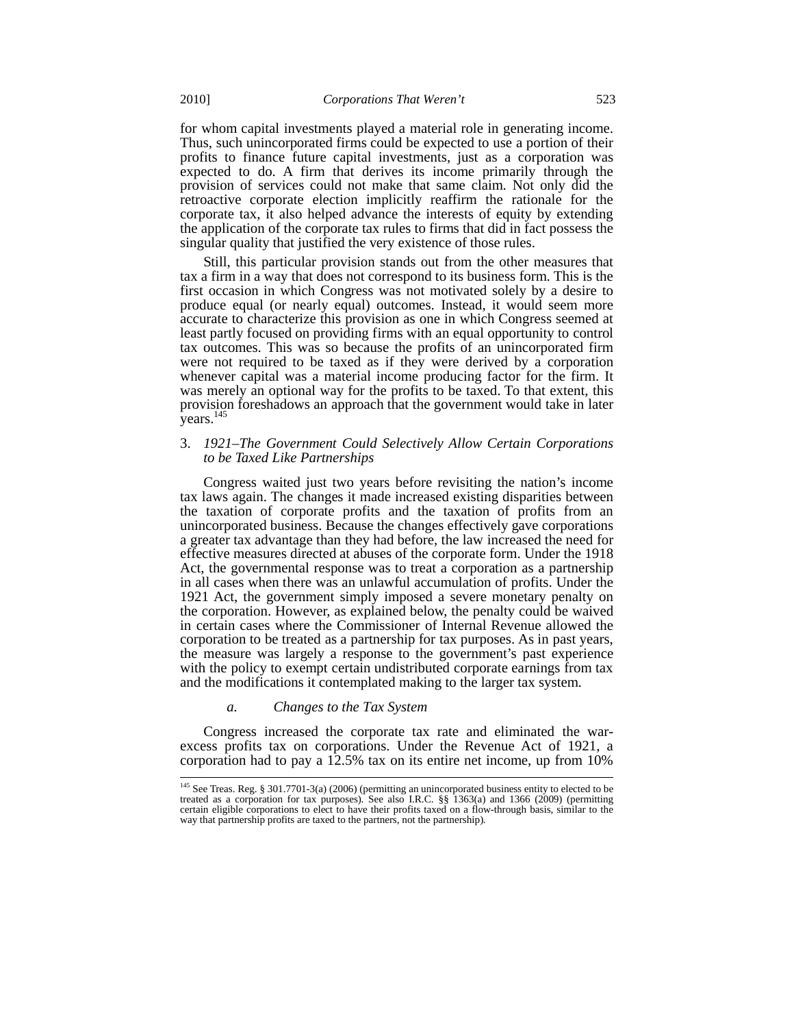for whom capital investments played a material role in generating income. Thus, such unincorporated firms could be expected to use a portion of their profits to finance future capital investments, just as a corporation was expected to do. A firm that derives its income primarily through the provision of services could not make that same claim. Not only did the retroactive corporate election implicitly reaffirm the rationale for the corporate tax, it also helped advance the interests of equity by extending the application of the corporate tax rules to firms that did in fact possess the singular quality that justified the very existence of those rules.

Still, this particular provision stands out from the other measures that tax a firm in a way that does not correspond to its business form. This is the first occasion in which Congress was not motivated solely by a desire to produce equal (or nearly equal) outcomes. Instead, it would seem more accurate to characterize this provision as one in which Congress seemed at least partly focused on providing firms with an equal opportunity to control tax outcomes. This was so because the profits of an unincorporated firm were not required to be taxed as if they were derived by a corporation whenever capital was a material income producing factor for the firm. It was merely an optional way for the profits to be taxed. To that extent, this provision foreshadows an approach that the government would take in later years.[145]

### 3. *1921–The Government Could Selectively Allow Certain Corporations to be Taxed Like Partnerships*

Congress waited just two years before revisiting the nation's income tax laws again. The changes it made increased existing disparities between the taxation of corporate profits and the taxation of profits from an unincorporated business. Because the changes effectively gave corporations a greater tax advantage than they had before, the law increased the need for effective measures directed at abuses of the corporate form. Under the 1918 Act, the governmental response was to treat a corporation as a partnership in all cases when there was an unlawful accumulation of profits. Under the 1921 Act, the government simply imposed a severe monetary penalty on the corporation. However, as explained below, the penalty could be waived in certain cases where the Commissioner of Internal Revenue allowed the corporation to be treated as a partnership for tax purposes. As in past years, the measure was largely a response to the government's past experience with the policy to exempt certain undistributed corporate earnings from tax and the modifications it contemplated making to the larger tax system.

#### *a. Changes to the Tax System*

Congress increased the corporate tax rate and eliminated the war-excess profits tax on corporations. Under the Revenue Act of 1921, a corporation had to pay a 12.5% tax on its entire net income, up from 10%

---

[145] See Treas. Reg. § 301.7701-3(a) (2006) (permitting an unincorporated business entity to elected to be treated as a corporation for tax purposes). See also I.R.C. §§ 1363(a) and 1366 (2009) (permitting certain eligible corporations to elect to have their profits taxed on a flow-through basis, similar to the way that partnership profits are taxed to the partners, not the partnership).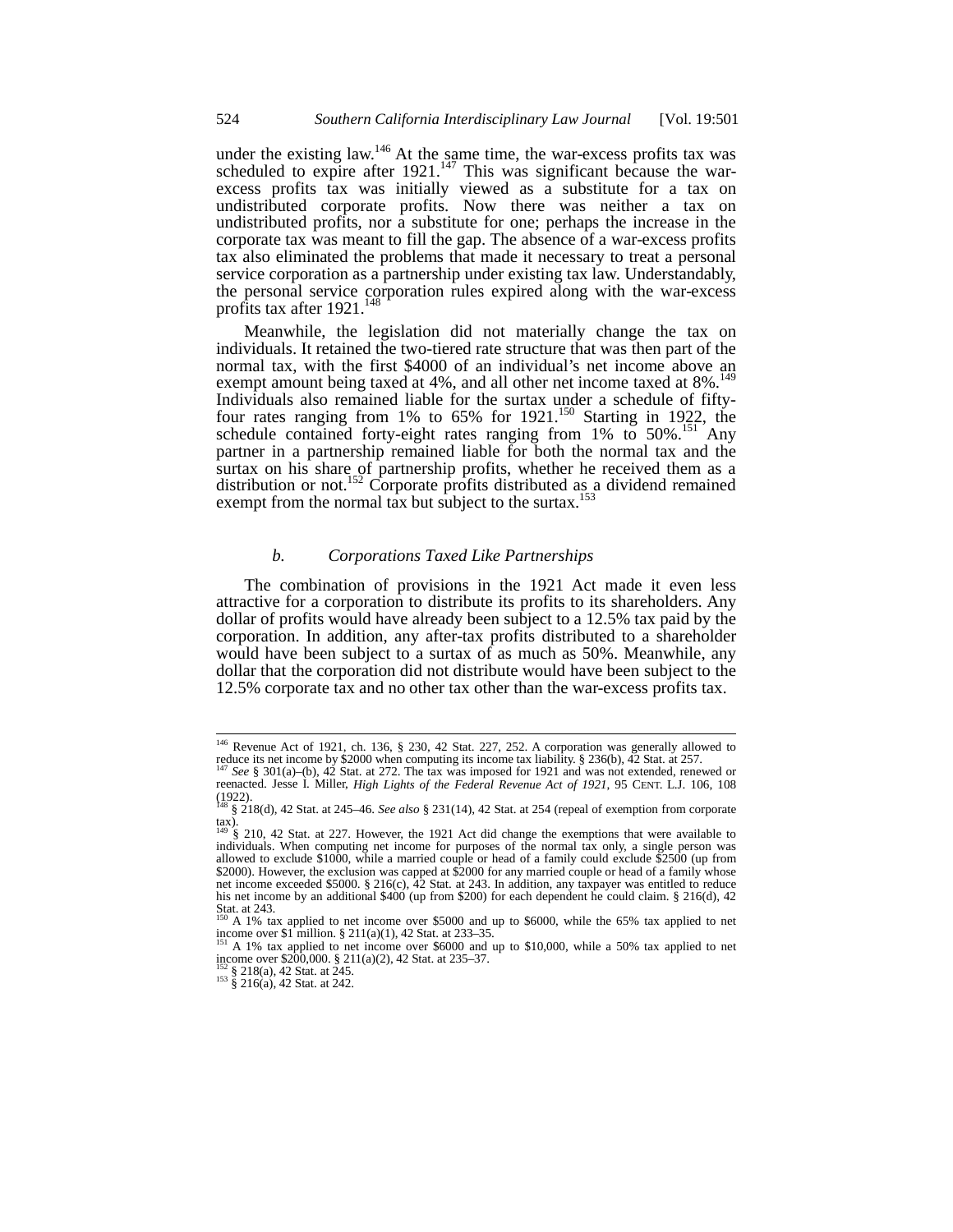under the existing law.[146] At the same time, the war-excess profits tax was scheduled to expire after 1921.[147] This was significant because the war-excess profits tax was initially viewed as a substitute for a tax on undistributed corporate profits. Now there was neither a tax on undistributed profits, nor a substitute for one; perhaps the increase in the corporate tax was meant to fill the gap. The absence of a war-excess profits tax also eliminated the problems that made it necessary to treat a personal service corporation as a partnership under existing tax law. Understandably, the personal service corporation rules expired along with the war-excess profits tax after 1921.[148]

Meanwhile, the legislation did not materially change the tax on individuals. It retained the two-tiered rate structure that was then part of the normal tax, with the first $4000 of an individual's net income above an exempt amount being taxed at 4%, and all other net income taxed at 8%.[149] Individuals also remained liable for the surtax under a schedule of fifty-four rates ranging from 1% to 65% for 1921.[150] Starting in 1922, the schedule contained forty-eight rates ranging from 1% to 50%.[151] Any partner in a partnership remained liable for both the normal tax and the surtax on his share of partnership profits, whether he received them as a distribution or not.[152] Corporate profits distributed as a dividend remained exempt from the normal tax but subject to the surtax.[153]

### b. *Corporations Taxed Like Partnerships*

The combination of provisions in the 1921 Act made it even less attractive for a corporation to distribute its profits to its shareholders. Any dollar of profits would have already been subject to a 12.5% tax paid by the corporation. In addition, any after-tax profits distributed to a shareholder would have been subject to a surtax of as much as 50%. Meanwhile, any dollar that the corporation did not distribute would have been subject to the 12.5% corporate tax and no other tax other than the war-excess profits tax.

---

[146] Revenue Act of 1921, ch. 136, § 230, 42 Stat. 227, 252. A corporation was generally allowed to reduce its net income by $2000 when computing its income tax liability. § 236(b), 42 Stat. at 257.

[147] *See* § 301(a)–(b), 42 Stat. at 272. The tax was imposed for 1921 and was not extended, renewed or reenacted. Jesse I. Miller, *High Lights of the Federal Revenue Act of 1921*, 95 CENT. L.J. 106, 108 (1922).

[148] § 218(d), 42 Stat. at 245–46. *See also* § 231(14), 42 Stat. at 254 (repeal of exemption from corporate tax).

[149] § 210, 42 Stat. at 227. However, the 1921 Act did change the exemptions that were available to individuals. When computing net income for purposes of the normal tax only, a single person was allowed to exclude $1000, while a married couple or head of a family could exclude $2500 (up from $2000). However, the exclusion was capped at $2000 for any married couple or head of a family whose net income exceeded $5000. § 216(c), 42 Stat. at 243. In addition, any taxpayer was entitled to reduce his net income by an additional $400 (up from $200) for each dependent he could claim. § 216(d), 42 Stat. at 243.

[150] A 1% tax applied to net income over $5000 and up to $6000, while the 65% tax applied to net income over $1 million. § 211(a)(1), 42 Stat. at 233–35.

[151] A 1% tax applied to net income over $6000 and up to $10,000, while a 50% tax applied to net income over $200,000. § 211(a)(2), 42 Stat. at 235–37.

[152] § 218(a), 42 Stat. at 245.

[153] § 216(a), 42 Stat. at 242.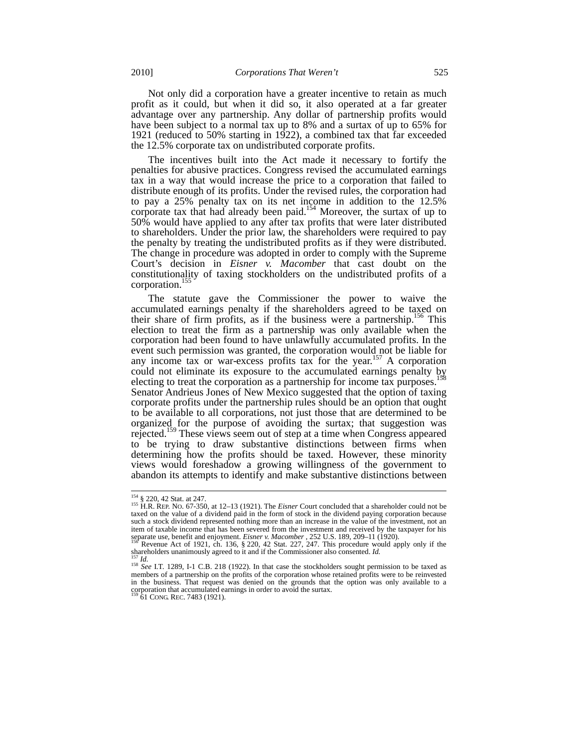Not only did a corporation have a greater incentive to retain as much profit as it could, but when it did so, it also operated at a far greater advantage over any partnership. Any dollar of partnership profits would have been subject to a normal tax up to 8% and a surtax of up to 65% for 1921 (reduced to 50% starting in 1922), a combined tax that far exceeded the 12.5% corporate tax on undistributed corporate profits.

The incentives built into the Act made it necessary to fortify the penalties for abusive practices. Congress revised the accumulated earnings tax in a way that would increase the price to a corporation that failed to distribute enough of its profits. Under the revised rules, the corporation had to pay a 25% penalty tax on its net income in addition to the 12.5% corporate tax that had already been paid.[154] Moreover, the surtax of up to 50% would have applied to any after tax profits that were later distributed to shareholders. Under the prior law, the shareholders were required to pay the penalty by treating the undistributed profits as if they were distributed. The change in procedure was adopted in order to comply with the Supreme Court's decision in *Eisner v. Macomber* that cast doubt on the constitutionality of taxing stockholders on the undistributed profits of a corporation.[155]

The statute gave the Commissioner the power to waive the accumulated earnings penalty if the shareholders agreed to be taxed on their share of firm profits, as if the business were a partnership.[156] This election to treat the firm as a partnership was only available when the corporation had been found to have unlawfully accumulated profits. In the event such permission was granted, the corporation would not be liable for any income tax or war-excess profits tax for the year.[157] A corporation could not eliminate its exposure to the accumulated earnings penalty by electing to treat the corporation as a partnership for income tax purposes.[158] Senator Andrieus Jones of New Mexico suggested that the option of taxing corporate profits under the partnership rules should be an option that ought to be available to all corporations, not just those that are determined to be organized for the purpose of avoiding the surtax; that suggestion was rejected.[159] These views seem out of step at a time when Congress appeared to be trying to draw substantive distinctions between firms when determining how the profits should be taxed. However, these minority views would foreshadow a growing willingness of the government to abandon its attempts to identify and make substantive distinctions between

---

[154] § 220, 42 Stat. at 247.

[155] H.R. REP. NO. 67-350, at 12–13 (1921). The *Eisner* Court concluded that a shareholder could not be taxed on the value of a dividend paid in the form of stock in the dividend paying corporation because such a stock dividend represented nothing more than an increase in the value of the investment, not an item of taxable income that has been severed from the investment and received by the taxpayer for his separate use, benefit and enjoyment. *Eisner v. Macomber* , 252 U.S. 189, 209–11 (1920).

[156] Revenue Act of 1921, ch. 136, § 220, 42 Stat. 227, 247. This procedure would apply only if the shareholders unanimously agreed to it and if the Commissioner also consented. *Id.*

[157] *Id.*

[158] *See* I.T. 1289, I-1 C.B. 218 (1922). In that case the stockholders sought permission to be taxed as members of a partnership on the profits of the corporation whose retained profits were to be reinvested in the business. That request was denied on the grounds that the option was only available to a corporation that accumulated earnings in order to avoid the surtax.

[159] 61 CONG. REC. 7483 (1921).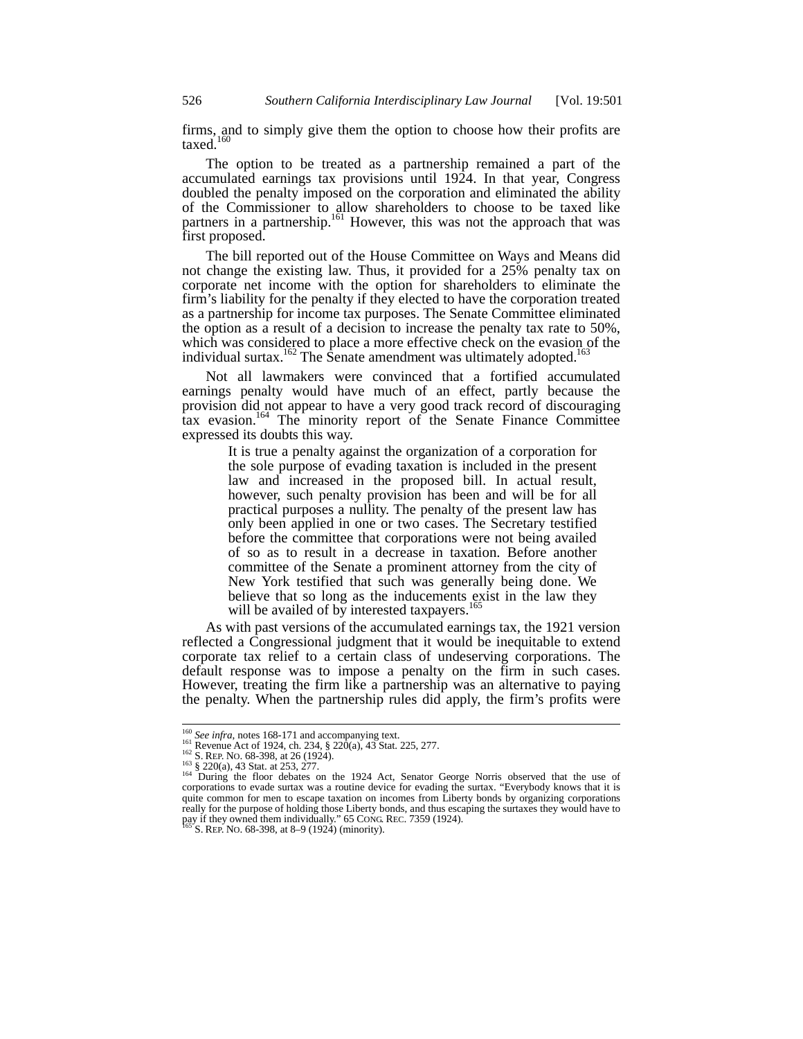firms, and to simply give them the option to choose how their profits are taxed.[160]

The option to be treated as a partnership remained a part of the accumulated earnings tax provisions until 1924. In that year, Congress doubled the penalty imposed on the corporation and eliminated the ability of the Commissioner to allow shareholders to choose to be taxed like partners in a partnership.[161] However, this was not the approach that was first proposed.

The bill reported out of the House Committee on Ways and Means did not change the existing law. Thus, it provided for a 25% penalty tax on corporate net income with the option for shareholders to eliminate the firm's liability for the penalty if they elected to have the corporation treated as a partnership for income tax purposes. The Senate Committee eliminated the option as a result of a decision to increase the penalty tax rate to 50%, which was considered to place a more effective check on the evasion of the individual surtax.[162] The Senate amendment was ultimately adopted.[163]

Not all lawmakers were convinced that a fortified accumulated earnings penalty would have much of an effect, partly because the provision did not appear to have a very good track record of discouraging tax evasion.[164] The minority report of the Senate Finance Committee expressed its doubts this way.

> It is true a penalty against the organization of a corporation for the sole purpose of evading taxation is included in the present law and increased in the proposed bill. In actual result, however, such penalty provision has been and will be for all practical purposes a nullity. The penalty of the present law has only been applied in one or two cases. The Secretary testified before the committee that corporations were not being availed of so as to result in a decrease in taxation. Before another committee of the Senate a prominent attorney from the city of New York testified that such was generally being done. We believe that so long as the inducements exist in the law they will be availed of by interested taxpayers.[165]

As with past versions of the accumulated earnings tax, the 1921 version reflected a Congressional judgment that it would be inequitable to extend corporate tax relief to a certain class of undeserving corporations. The default response was to impose a penalty on the firm in such cases. However, treating the firm like a partnership was an alternative to paying the penalty. When the partnership rules did apply, the firm's profits were

---

[160] *See infra*, notes 168-171 and accompanying text.

[161] Revenue Act of 1924, ch. 234, § 220(a), 43 Stat. 225, 277.

[162] S. REP. NO. 68-398, at 26 (1924).

[163] § 220(a), 43 Stat. at 253, 277.

[164] During the floor debates on the 1924 Act, Senator George Norris observed that the use of corporations to evade surtax was a routine device for evading the surtax. "Everybody knows that it is quite common for men to escape taxation on incomes from Liberty bonds by organizing corporations really for the purpose of holding those Liberty bonds, and thus escaping the surtaxes they would have to pay if they owned them individually." 65 CONG. REC. 7359 (1924).

[165] S. REP. NO. 68-398, at 8–9 (1924) (minority).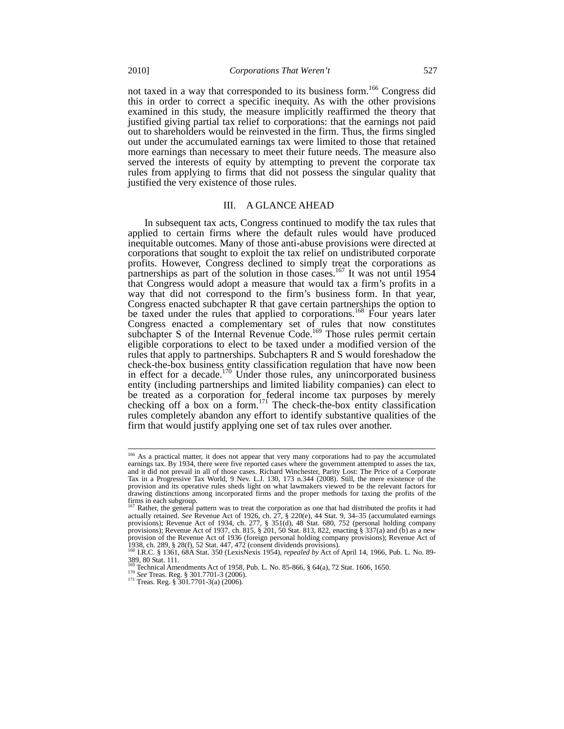not taxed in a way that corresponded to its business form.[166] Congress did this in order to correct a specific inequity. As with the other provisions examined in this study, the measure implicitly reaffirmed the theory that justified giving partial tax relief to corporations: that the earnings not paid out to shareholders would be reinvested in the firm. Thus, the firms singled out under the accumulated earnings tax were limited to those that retained more earnings than necessary to meet their future needs. The measure also served the interests of equity by attempting to prevent the corporate tax rules from applying to firms that did not possess the singular quality that justified the very existence of those rules.

## III. A GLANCE AHEAD

In subsequent tax acts, Congress continued to modify the tax rules that applied to certain firms where the default rules would have produced inequitable outcomes. Many of those anti-abuse provisions were directed at corporations that sought to exploit the tax relief on undistributed corporate profits. However, Congress declined to simply treat the corporations as partnerships as part of the solution in those cases.[167] It was not until 1954 that Congress would adopt a measure that would tax a firm's profits in a way that did not correspond to the firm's business form. In that year, Congress enacted subchapter R that gave certain partnerships the option to be taxed under the rules that applied to corporations.[168] Four years later Congress enacted a complementary set of rules that now constitutes subchapter S of the Internal Revenue Code.[169] Those rules permit certain eligible corporations to elect to be taxed under a modified version of the rules that apply to partnerships. Subchapters R and S would foreshadow the check-the-box business entity classification regulation that have now been in effect for a decade.[170] Under those rules, any unincorporated business entity (including partnerships and limited liability companies) can elect to be treated as a corporation for federal income tax purposes by merely checking off a box on a form.[171] The check-the-box entity classification rules completely abandon any effort to identify substantive qualities of the firm that would justify applying one set of tax rules over another.

---

[166] As a practical matter, it does not appear that very many corporations had to pay the accumulated earnings tax. By 1934, there were five reported cases where the government attempted to asses the tax, and it did not prevail in all of those cases. Richard Winchester, Parity Lost: The Price of a Corporate Tax in a Progressive Tax World, 9 Nev. L.J. 130, 173 n.344 (2008). Still, the mere existence of the provision and its operative rules sheds light on what lawmakers viewed to be the relevant factors for drawing distinctions among incorporated firms and the proper methods for taxing the profits of the firms in each subgroup.

[167] Rather, the general pattern was to treat the corporation as one that had distributed the profits it had actually retained. *See* Revenue Act of 1926, ch. 27, § 220(e), 44 Stat. 9, 34–35 (accumulated earnings provisions); Revenue Act of 1934, ch. 277, § 351(d), 48 Stat. 680, 752 (personal holding company provisions); Revenue Act of 1937, ch. 815, § 201, 50 Stat. 813, 822, enacting § 337(a) and (b) as a new provision of the Revenue Act of 1936 (foreign personal holding company provisions); Revenue Act of 1938, ch. 289, § 28(f), 52 Stat. 447, 472 (consent dividends provisions).

[168] I.R.C. § 1361, 68A Stat. 350 (LexisNexis 1954), *repealed by* Act of April 14, 1966, Pub. L. No. 89-389, 80 Stat. 111.

[169] Technical Amendments Act of 1958, Pub. L. No. 85-866, § 64(a), 72 Stat. 1606, 1650.

[170] *See* Treas. Reg. § 301.7701-3 (2006).

[171] Treas. Reg. § 301.7701-3(a) (2006).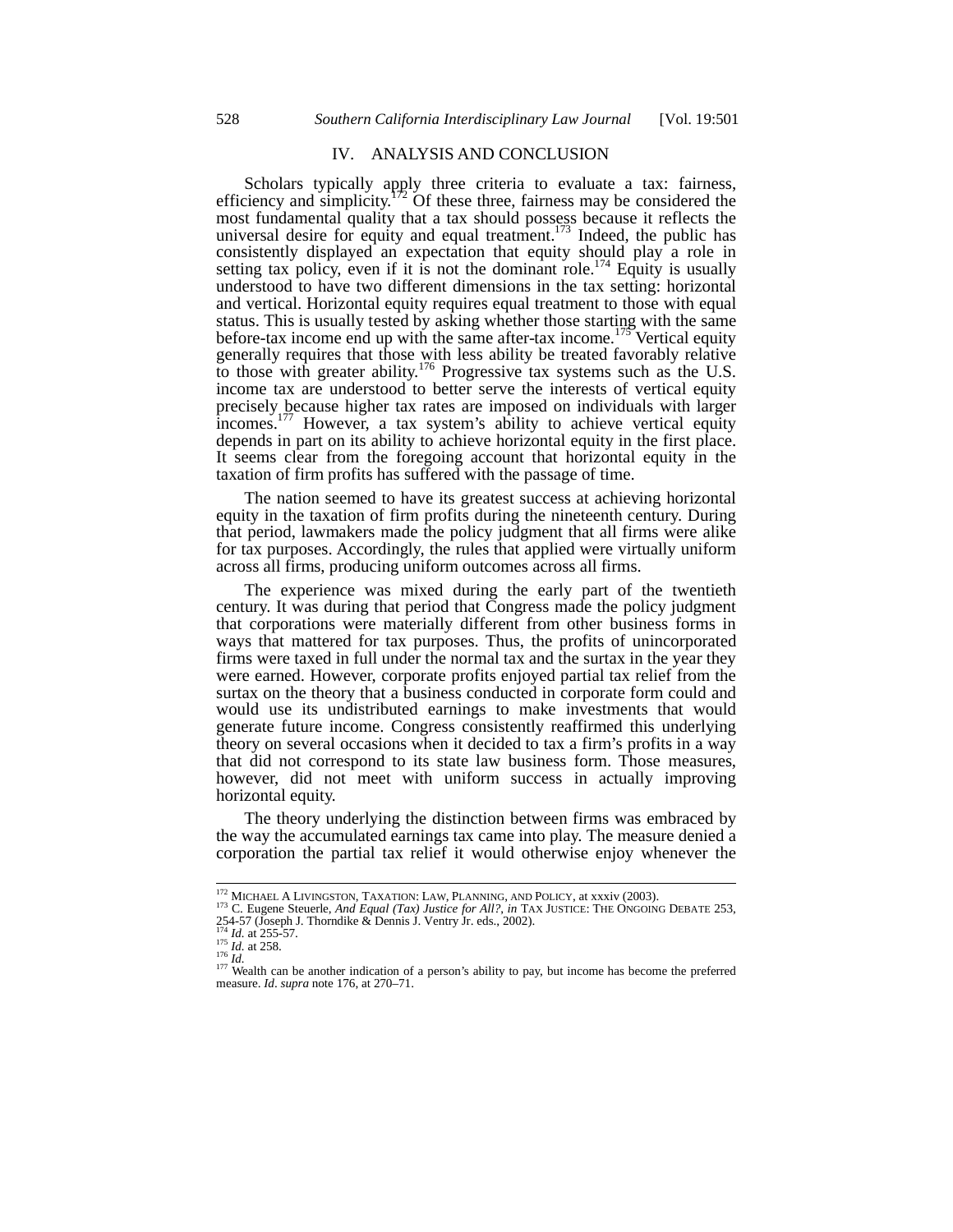## IV. ANALYSIS AND CONCLUSION

Scholars typically apply three criteria to evaluate a tax: fairness, efficiency and simplicity.[172] Of these three, fairness may be considered the most fundamental quality that a tax should possess because it reflects the universal desire for equity and equal treatment.[173] Indeed, the public has consistently displayed an expectation that equity should play a role in setting tax policy, even if it is not the dominant role.[174] Equity is usually understood to have two different dimensions in the tax setting: horizontal and vertical. Horizontal equity requires equal treatment to those with equal status. This is usually tested by asking whether those starting with the same before-tax income end up with the same after-tax income.[175] Vertical equity generally requires that those with less ability be treated favorably relative to those with greater ability.[176] Progressive tax systems such as the U.S. income tax are understood to better serve the interests of vertical equity precisely because higher tax rates are imposed on individuals with larger incomes.[177] However, a tax system's ability to achieve vertical equity depends in part on its ability to achieve horizontal equity in the first place. It seems clear from the foregoing account that horizontal equity in the taxation of firm profits has suffered with the passage of time.

The nation seemed to have its greatest success at achieving horizontal equity in the taxation of firm profits during the nineteenth century. During that period, lawmakers made the policy judgment that all firms were alike for tax purposes. Accordingly, the rules that applied were virtually uniform across all firms, producing uniform outcomes across all firms.

The experience was mixed during the early part of the twentieth century. It was during that period that Congress made the policy judgment that corporations were materially different from other business forms in ways that mattered for tax purposes. Thus, the profits of unincorporated firms were taxed in full under the normal tax and the surtax in the year they were earned. However, corporate profits enjoyed partial tax relief from the surtax on the theory that a business conducted in corporate form could and would use its undistributed earnings to make investments that would generate future income. Congress consistently reaffirmed this underlying theory on several occasions when it decided to tax a firm's profits in a way that did not correspond to its state law business form. Those measures, however, did not meet with uniform success in actually improving horizontal equity.

The theory underlying the distinction between firms was embraced by the way the accumulated earnings tax came into play. The measure denied a corporation the partial tax relief it would otherwise enjoy whenever the

---

[172] MICHAEL A LIVINGSTON, TAXATION: LAW, PLANNING, AND POLICY, at xxxiv (2003).

[173] C. Eugene Steuerle, *And Equal (Tax) Justice for All?*, *in* TAX JUSTICE: THE ONGOING DEBATE 253, 254-57 (Joseph J. Thorndike & Dennis J. Ventry Jr. eds., 2002).

[174] *Id.* at 255-57.

[175] *Id.* at 258.

[176] *Id.*

[177] Wealth can be another indication of a person's ability to pay, but income has become the preferred measure. *Id*. *supra* note 176, at 270–71.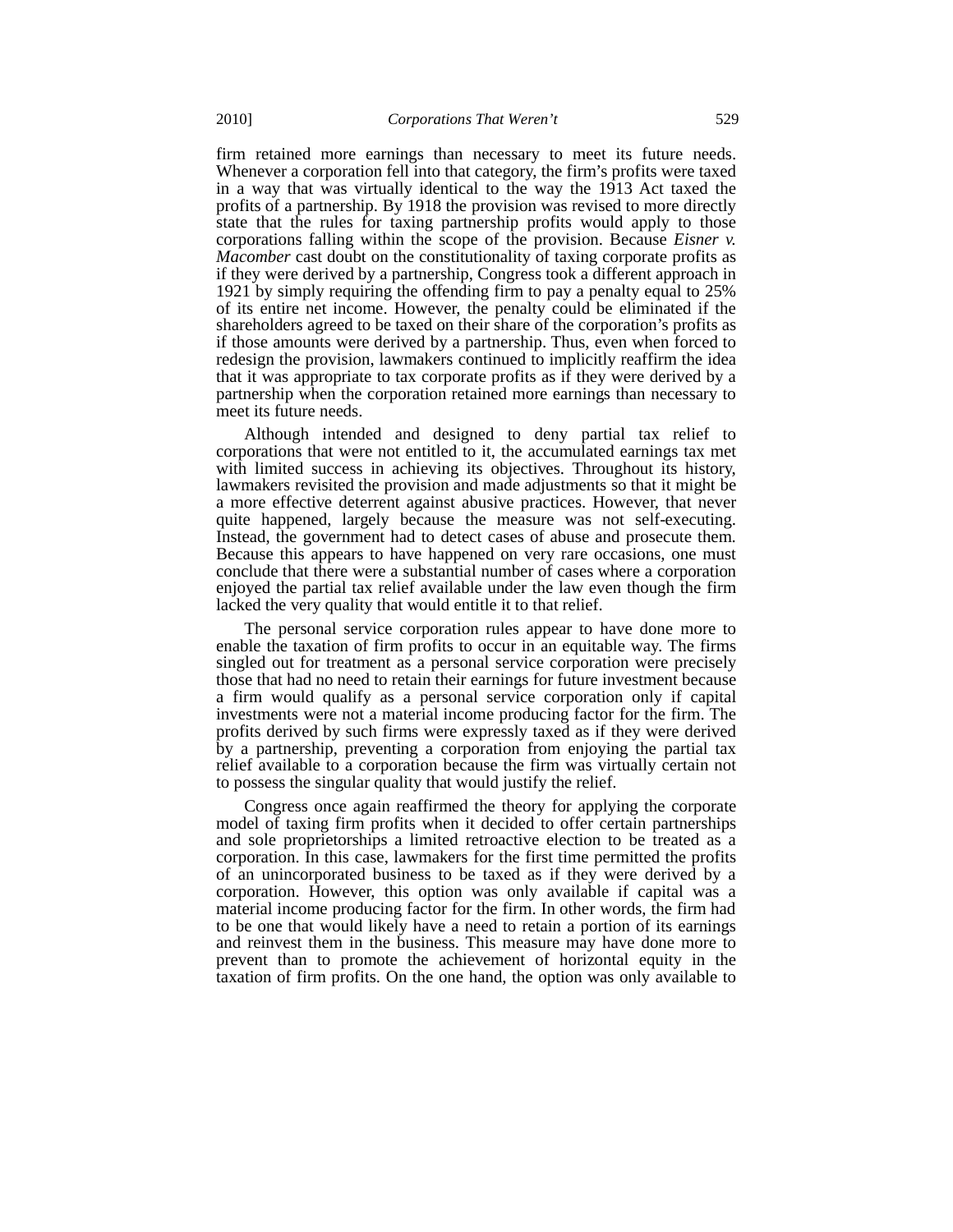firm retained more earnings than necessary to meet its future needs. Whenever a corporation fell into that category, the firm's profits were taxed in a way that was virtually identical to the way the 1913 Act taxed the profits of a partnership. By 1918 the provision was revised to more directly state that the rules for taxing partnership profits would apply to those corporations falling within the scope of the provision. Because *Eisner v. Macomber* cast doubt on the constitutionality of taxing corporate profits as if they were derived by a partnership, Congress took a different approach in 1921 by simply requiring the offending firm to pay a penalty equal to 25% of its entire net income. However, the penalty could be eliminated if the shareholders agreed to be taxed on their share of the corporation's profits as if those amounts were derived by a partnership. Thus, even when forced to redesign the provision, lawmakers continued to implicitly reaffirm the idea that it was appropriate to tax corporate profits as if they were derived by a partnership when the corporation retained more earnings than necessary to meet its future needs.

Although intended and designed to deny partial tax relief to corporations that were not entitled to it, the accumulated earnings tax met with limited success in achieving its objectives. Throughout its history, lawmakers revisited the provision and made adjustments so that it might be a more effective deterrent against abusive practices. However, that never quite happened, largely because the measure was not self-executing. Instead, the government had to detect cases of abuse and prosecute them. Because this appears to have happened on very rare occasions, one must conclude that there were a substantial number of cases where a corporation enjoyed the partial tax relief available under the law even though the firm lacked the very quality that would entitle it to that relief.

The personal service corporation rules appear to have done more to enable the taxation of firm profits to occur in an equitable way. The firms singled out for treatment as a personal service corporation were precisely those that had no need to retain their earnings for future investment because a firm would qualify as a personal service corporation only if capital investments were not a material income producing factor for the firm. The profits derived by such firms were expressly taxed as if they were derived by a partnership, preventing a corporation from enjoying the partial tax relief available to a corporation because the firm was virtually certain not to possess the singular quality that would justify the relief.

Congress once again reaffirmed the theory for applying the corporate model of taxing firm profits when it decided to offer certain partnerships and sole proprietorships a limited retroactive election to be treated as a corporation. In this case, lawmakers for the first time permitted the profits of an unincorporated business to be taxed as if they were derived by a corporation. However, this option was only available if capital was a material income producing factor for the firm. In other words, the firm had to be one that would likely have a need to retain a portion of its earnings and reinvest them in the business. This measure may have done more to prevent than to promote the achievement of horizontal equity in the taxation of firm profits. On the one hand, the option was only available to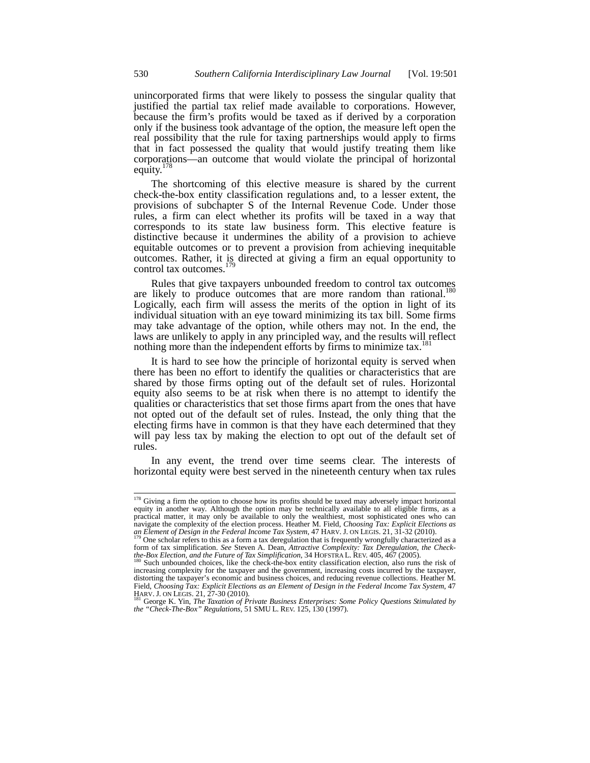unincorporated firms that were likely to possess the singular quality that justified the partial tax relief made available to corporations. However, because the firm's profits would be taxed as if derived by a corporation only if the business took advantage of the option, the measure left open the real possibility that the rule for taxing partnerships would apply to firms that in fact possessed the quality that would justify treating them like corporations—an outcome that would violate the principal of horizontal equity.[178]

The shortcoming of this elective measure is shared by the current check-the-box entity classification regulations and, to a lesser extent, the provisions of subchapter S of the Internal Revenue Code. Under those rules, a firm can elect whether its profits will be taxed in a way that corresponds to its state law business form. This elective feature is distinctive because it undermines the ability of a provision to achieve equitable outcomes or to prevent a provision from achieving inequitable outcomes. Rather, it is directed at giving a firm an equal opportunity to control tax outcomes.[179]

Rules that give taxpayers unbounded freedom to control tax outcomes are likely to produce outcomes that are more random than rational.[180] Logically, each firm will assess the merits of the option in light of its individual situation with an eye toward minimizing its tax bill. Some firms may take advantage of the option, while others may not. In the end, the laws are unlikely to apply in any principled way, and the results will reflect nothing more than the independent efforts by firms to minimize tax.[181]

It is hard to see how the principle of horizontal equity is served when there has been no effort to identify the qualities or characteristics that are shared by those firms opting out of the default set of rules. Horizontal equity also seems to be at risk when there is no attempt to identify the qualities or characteristics that set those firms apart from the ones that have not opted out of the default set of rules. Instead, the only thing that the electing firms have in common is that they have each determined that they will pay less tax by making the election to opt out of the default set of rules.

In any event, the trend over time seems clear. The interests of horizontal equity were best served in the nineteenth century when tax rules

---

[178] Giving a firm the option to choose how its profits should be taxed may adversely impact horizontal equity in another way. Although the option may be technically available to all eligible firms, as a practical matter, it may only be available to only the wealthiest, most sophisticated ones who can navigate the complexity of the election process. Heather M. Field, *Choosing Tax: Explicit Elections as an Element of Design in the Federal Income Tax System*, 47 HARV. J. ON LEGIS. 21, 31-32 (2010).

[179] One scholar refers to this as a form a tax deregulation that is frequently wrongfully characterized as a form of tax simplification. *See* Steven A. Dean, *Attractive Complexity: Tax Deregulation, the Check-the-Box Election, and the Future of Tax Simplification*, 34 HOFSTRA L. REV. 405, 467 (2005).

[180] Such unbounded choices, like the check-the-box entity classification election, also runs the risk of increasing complexity for the taxpayer and the government, increasing costs incurred by the taxpayer, distorting the taxpayer's economic and business choices, and reducing revenue collections. Heather M. Field, *Choosing Tax: Explicit Elections as an Element of Design in the Federal Income Tax System*, 47 HARV. J. ON LEGIS. 21, 27-30 (2010).

[181] George K. Yin, *The Taxation of Private Business Enterprises: Some Policy Questions Stimulated by the "Check-The-Box" Regulations*, 51 SMU L. REV. 125, 130 (1997).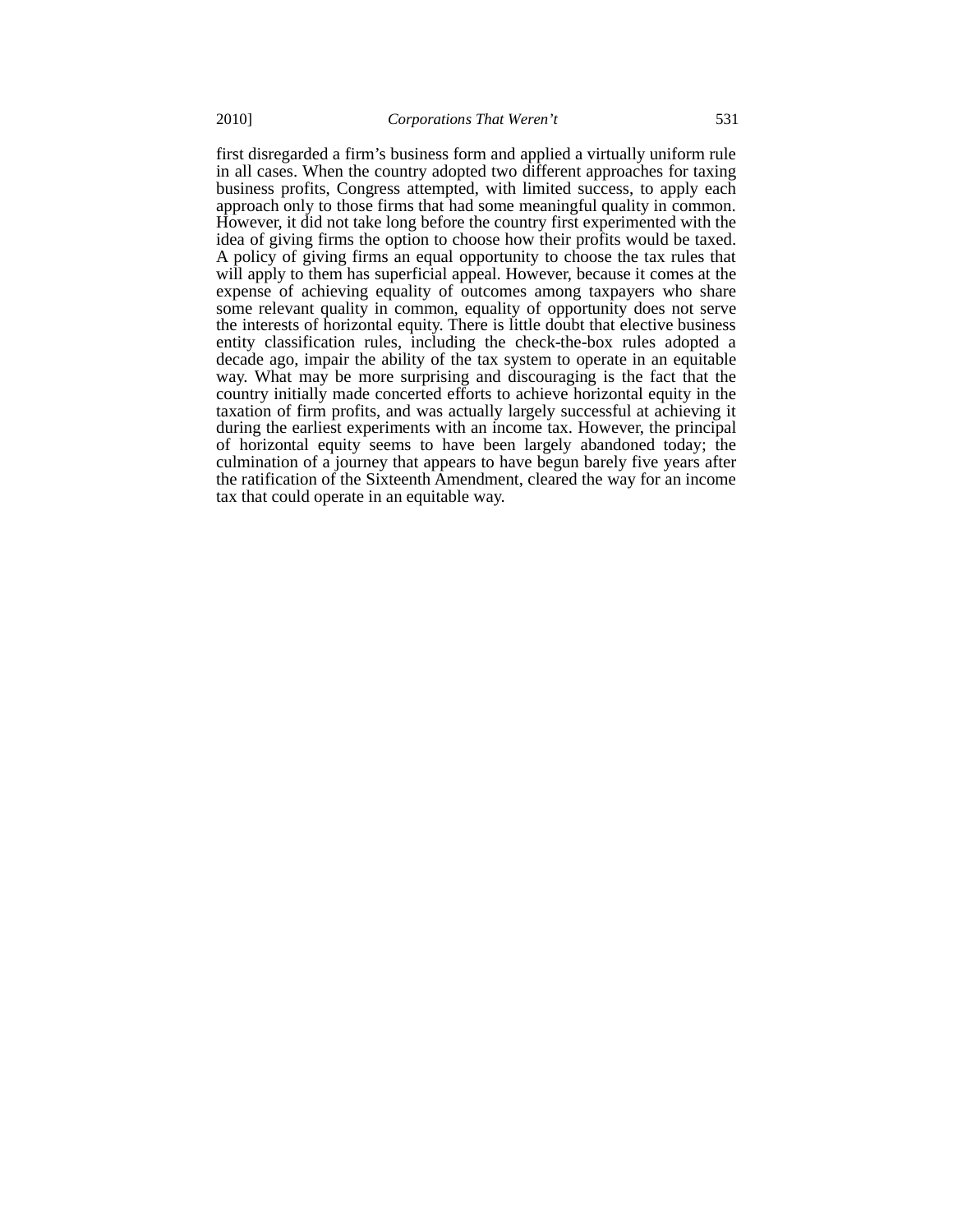first disregarded a firm's business form and applied a virtually uniform rule in all cases. When the country adopted two different approaches for taxing business profits, Congress attempted, with limited success, to apply each approach only to those firms that had some meaningful quality in common. However, it did not take long before the country first experimented with the idea of giving firms the option to choose how their profits would be taxed. A policy of giving firms an equal opportunity to choose the tax rules that will apply to them has superficial appeal. However, because it comes at the expense of achieving equality of outcomes among taxpayers who share some relevant quality in common, equality of opportunity does not serve the interests of horizontal equity. There is little doubt that elective business entity classification rules, including the check-the-box rules adopted a decade ago, impair the ability of the tax system to operate in an equitable way. What may be more surprising and discouraging is the fact that the country initially made concerted efforts to achieve horizontal equity in the taxation of firm profits, and was actually largely successful at achieving it during the earliest experiments with an income tax. However, the principal of horizontal equity seems to have been largely abandoned today; the culmination of a journey that appears to have begun barely five years after the ratification of the Sixteenth Amendment, cleared the way for an income tax that could operate in an equitable way.